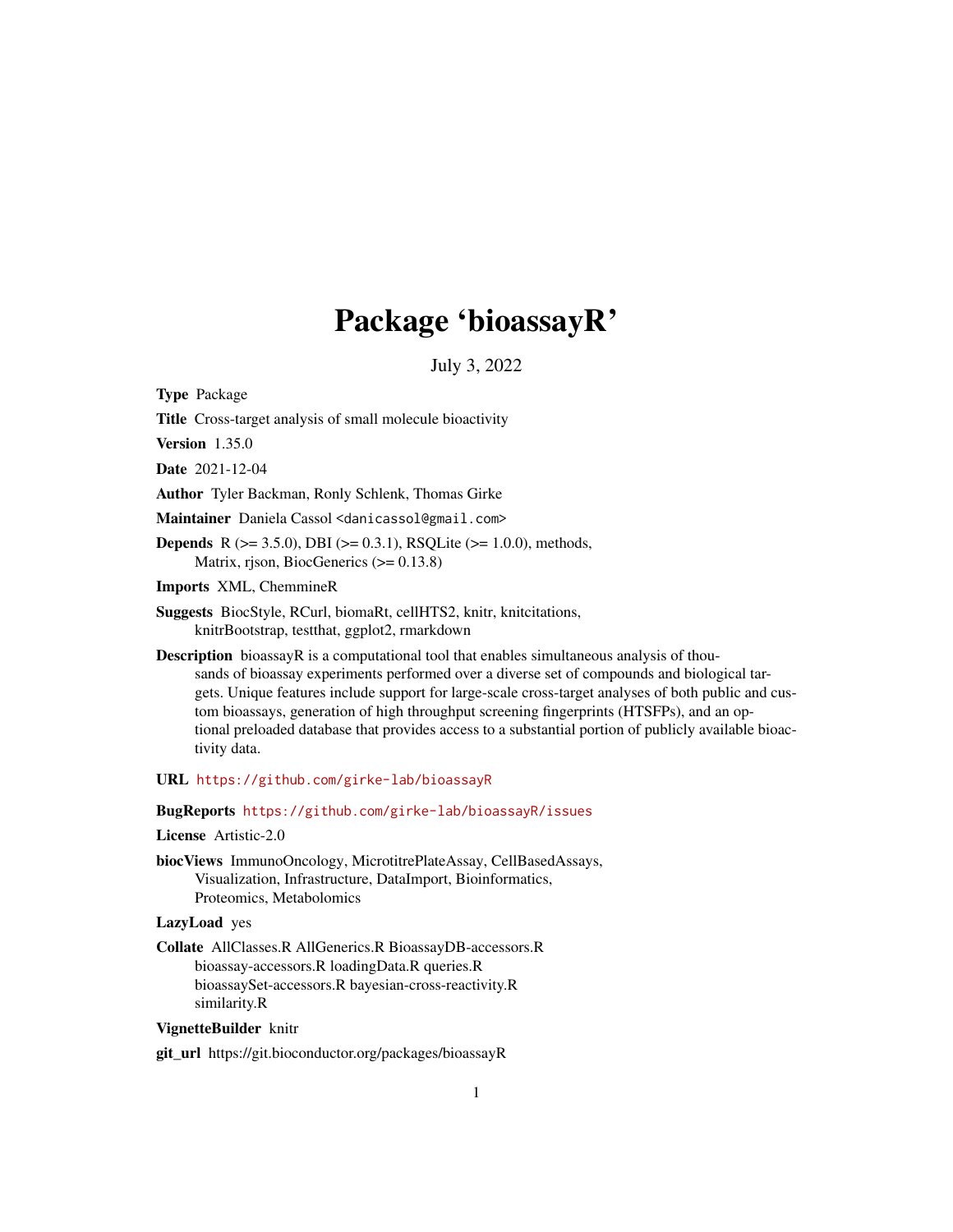# Package 'bioassayR'

July 3, 2022

**Type** Package

**Title** Cross-target analysis of small molecule bioactivity

**Version** 1.35.0

**Date** 2021-12-04

**Author** Tyler Backman, Ronly Schlenk, Thomas Girke

**Maintainer** Daniela Cassol <danicassol@gmail.com>

**Depends** R (>= 3.5.0), DBI (>= 0.3.1), RSQLite (>= 1.0.0), methods, Matrix, rjson, BiocGenerics (>= 0.13.8)

**Imports** XML, ChemmineR

**Suggests** BiocStyle, RCurl, biomaRt, cellHTS2, knitr, knitcitations, knitrBootstrap, testthat, ggplot2, rmarkdown

**Description** bioassayR is a computational tool that enables simultaneous analysis of thousands of bioassay experiments performed over a diverse set of compounds and biological targets. Unique features include support for large-scale cross-target analyses of both public and custom bioassays, generation of high throughput screening fingerprints (HTSFPs), and an optional preloaded database that provides access to a substantial portion of publicly available bioactivity data.

**URL** https://github.com/girke-lab/bioassayR

**BugReports** https://github.com/girke-lab/bioassayR/issues

**License** Artistic-2.0

**biocViews** ImmunoOncology, MicrotitrePlateAssay, CellBasedAssays, Visualization, Infrastructure, DataImport, Bioinformatics, Proteomics, Metabolomics

**LazyLoad** yes

**Collate** AllClasses.R AllGenerics.R BioassayDB-accessors.R bioassay-accessors.R loadingData.R queries.R bioassaySet-accessors.R bayesian-cross-reactivity.R similarity.R

**VignetteBuilder** knitr

**git_url** https://git.bioconductor.org/packages/bioassayR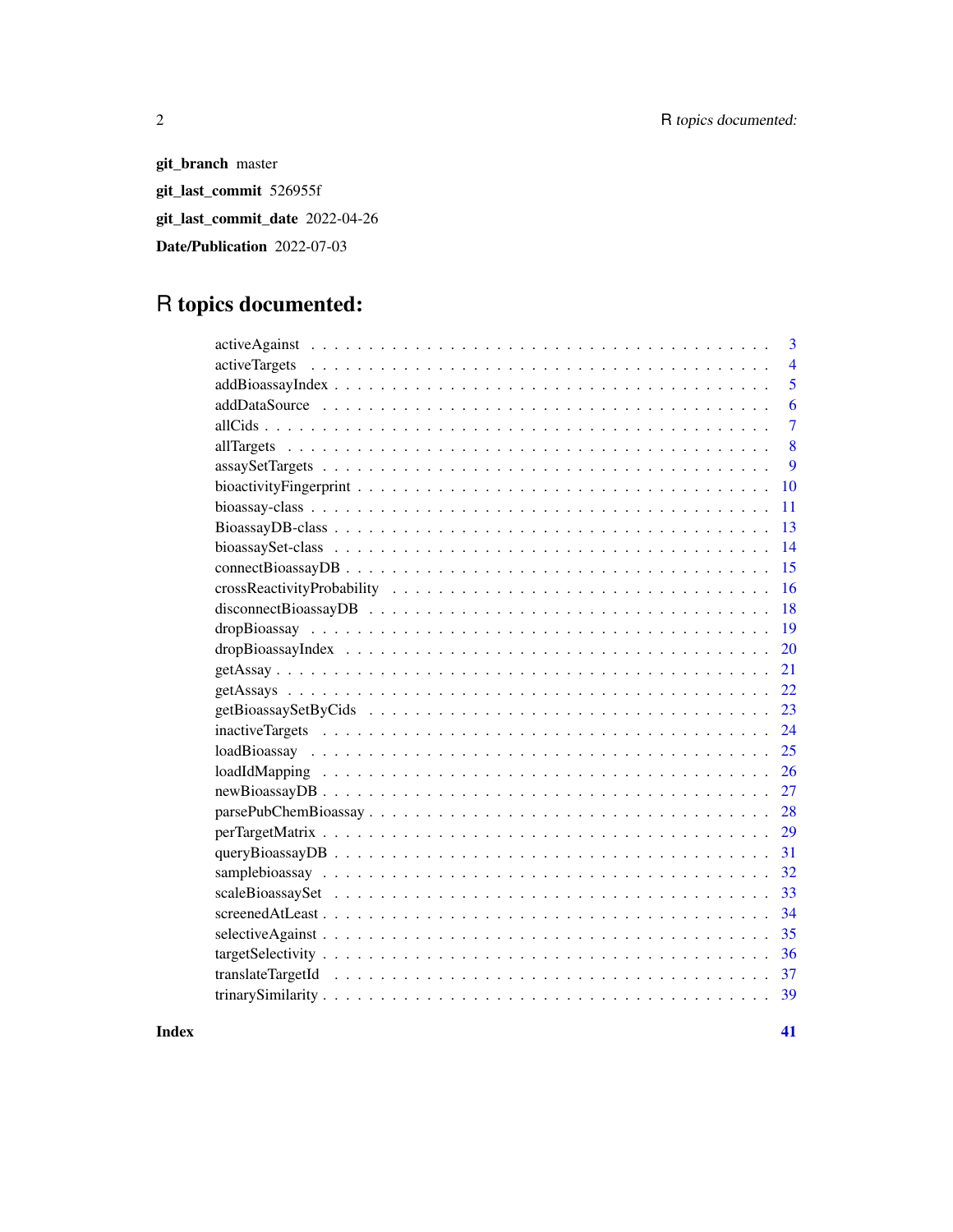**git_branch** master

**git_last_commit** 526955f

**git_last_commit_date** 2022-04-26

**Date/Publication** 2022-07-03

# R topics documented:

activeAgainst . . . . . . . . . . . . . . . . . . . . . . . . . . . . . . . . . . . . . . 3
activeTargets . . . . . . . . . . . . . . . . . . . . . . . . . . . . . . . . . . . . . . 4
addBioassayIndex . . . . . . . . . . . . . . . . . . . . . . . . . . . . . . . . . . . . 5
addDataSource . . . . . . . . . . . . . . . . . . . . . . . . . . . . . . . . . . . . . 6
allCids . . . . . . . . . . . . . . . . . . . . . . . . . . . . . . . . . . . . . . . . . 7
allTargets . . . . . . . . . . . . . . . . . . . . . . . . . . . . . . . . . . . . . . . 8
assaySetTargets . . . . . . . . . . . . . . . . . . . . . . . . . . . . . . . . . . . . 9
bioactivityFingerprint . . . . . . . . . . . . . . . . . . . . . . . . . . . . . . . . . 10
bioassay-class . . . . . . . . . . . . . . . . . . . . . . . . . . . . . . . . . . . . . 11
BioassayDB-class . . . . . . . . . . . . . . . . . . . . . . . . . . . . . . . . . . . 13
bioassaySet-class . . . . . . . . . . . . . . . . . . . . . . . . . . . . . . . . . . . 14
connectBioassayDB . . . . . . . . . . . . . . . . . . . . . . . . . . . . . . . . . . 15
crossReactivityProbability . . . . . . . . . . . . . . . . . . . . . . . . . . . . . . 16
disconnectBioassayDB . . . . . . . . . . . . . . . . . . . . . . . . . . . . . . . . 18
dropBioassay . . . . . . . . . . . . . . . . . . . . . . . . . . . . . . . . . . . . . 19
dropBioassayIndex . . . . . . . . . . . . . . . . . . . . . . . . . . . . . . . . . . 20
getAssay . . . . . . . . . . . . . . . . . . . . . . . . . . . . . . . . . . . . . . . 21
getAssays . . . . . . . . . . . . . . . . . . . . . . . . . . . . . . . . . . . . . . . 22
getBioassaySetByCids . . . . . . . . . . . . . . . . . . . . . . . . . . . . . . . . 23
inactiveTargets . . . . . . . . . . . . . . . . . . . . . . . . . . . . . . . . . . . . 24
loadBioassay . . . . . . . . . . . . . . . . . . . . . . . . . . . . . . . . . . . . . 25
loadIdMapping . . . . . . . . . . . . . . . . . . . . . . . . . . . . . . . . . . . . 26
newBioassayDB . . . . . . . . . . . . . . . . . . . . . . . . . . . . . . . . . . . . 27
parsePubChemBioassay . . . . . . . . . . . . . . . . . . . . . . . . . . . . . . . . 28
perTargetMatrix . . . . . . . . . . . . . . . . . . . . . . . . . . . . . . . . . . . 29
queryBioassayDB . . . . . . . . . . . . . . . . . . . . . . . . . . . . . . . . . . . 31
samplebioassay . . . . . . . . . . . . . . . . . . . . . . . . . . . . . . . . . . . . 32
scaleBioassaySet . . . . . . . . . . . . . . . . . . . . . . . . . . . . . . . . . . . 33
screenedAtLeast . . . . . . . . . . . . . . . . . . . . . . . . . . . . . . . . . . . . 34
selectiveAgainst . . . . . . . . . . . . . . . . . . . . . . . . . . . . . . . . . . . . 35
targetSelectivity . . . . . . . . . . . . . . . . . . . . . . . . . . . . . . . . . . . 36
translateTargetId . . . . . . . . . . . . . . . . . . . . . . . . . . . . . . . . . . . 37
trinarySimilarity . . . . . . . . . . . . . . . . . . . . . . . . . . . . . . . . . . . 39

**Index** **41**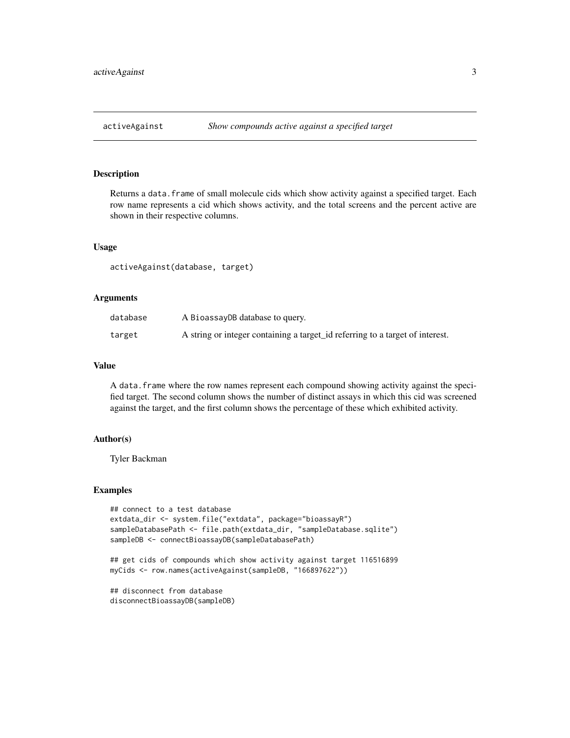activeAgainst — *Show compounds active against a specified target*

## Description

Returns a `data.frame` of small molecule cids which show activity against a specified target. Each row name represents a cid which shows activity, and the total screens and the percent active are shown in their respective columns.

## Usage

```
activeAgainst(database, target)
```

## Arguments

| | |
|---|---|
| database | A BioassayDB database to query. |
| target | A string or integer containing a target_id referring to a target of interest. |

## Value

A `data.frame` where the row names represent each compound showing activity against the specified target. The second column shows the number of distinct assays in which this cid was screened against the target, and the first column shows the percentage of these which exhibited activity.

## Author(s)

Tyler Backman

## Examples

```
## connect to a test database
extdata_dir <- system.file("extdata", package="bioassayR")
sampleDatabasePath <- file.path(extdata_dir, "sampleDatabase.sqlite")
sampleDB <- connectBioassayDB(sampleDatabasePath)

## get cids of compounds which show activity against target 116516899
myCids <- row.names(activeAgainst(sampleDB, "166897622"))

## disconnect from database
disconnectBioassayDB(sampleDB)
```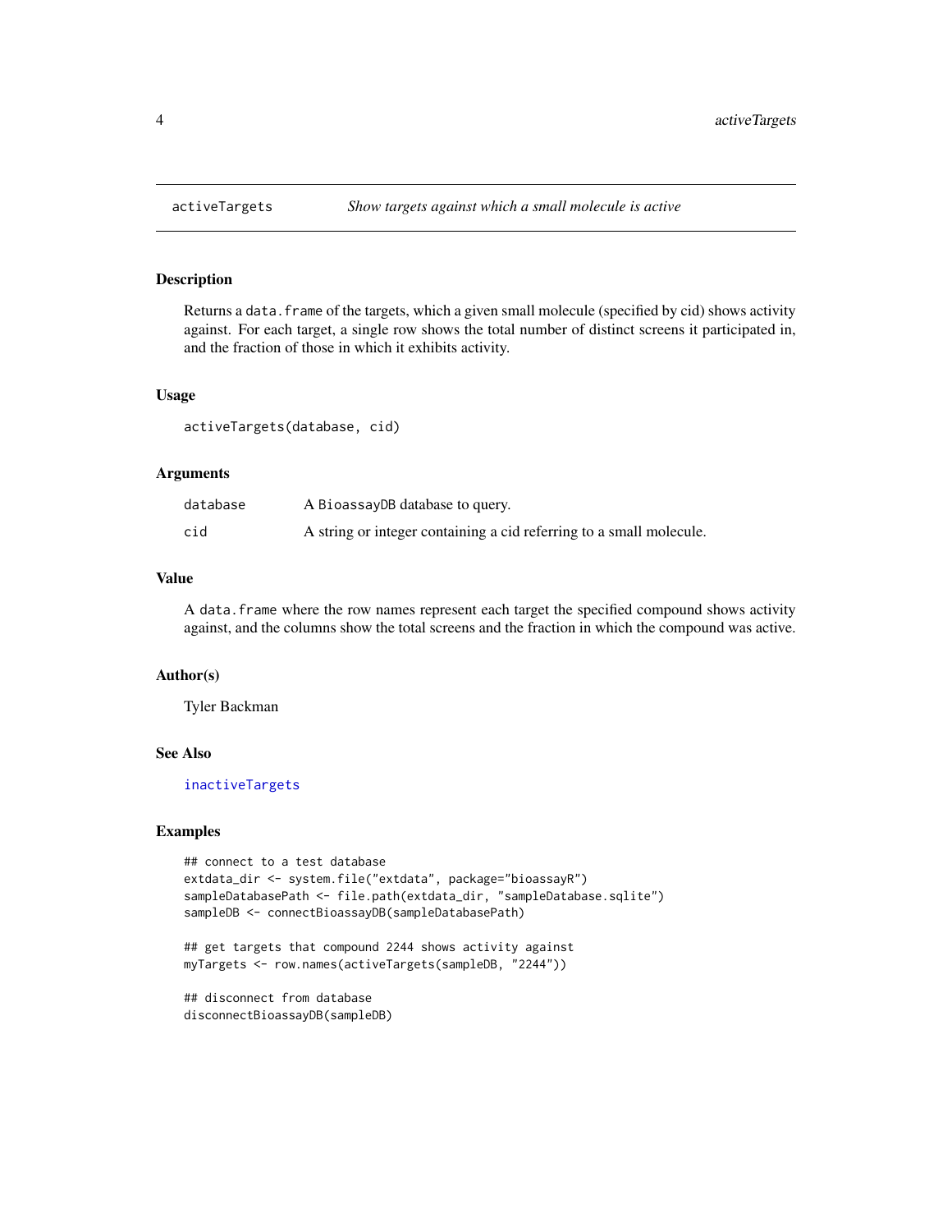# activeTargets    *Show targets against which a small molecule is active*

## Description

Returns a `data.frame` of the targets, which a given small molecule (specified by cid) shows activity against. For each target, a single row shows the total number of distinct screens it participated in, and the fraction of those in which it exhibits activity.

## Usage

```
activeTargets(database, cid)
```

## Arguments

| | |
|---|---|
| database | A `BioassayDB` database to query. |
| cid | A string or integer containing a cid referring to a small molecule. |

## Value

A `data.frame` where the row names represent each target the specified compound shows activity against, and the columns show the total screens and the fraction in which the compound was active.

## Author(s)

Tyler Backman

## See Also

inactiveTargets

## Examples

```
## connect to a test database
extdata_dir <- system.file("extdata", package="bioassayR")
sampleDatabasePath <- file.path(extdata_dir, "sampleDatabase.sqlite")
sampleDB <- connectBioassayDB(sampleDatabasePath)

## get targets that compound 2244 shows activity against
myTargets <- row.names(activeTargets(sampleDB, "2244"))

## disconnect from database
disconnectBioassayDB(sampleDB)
```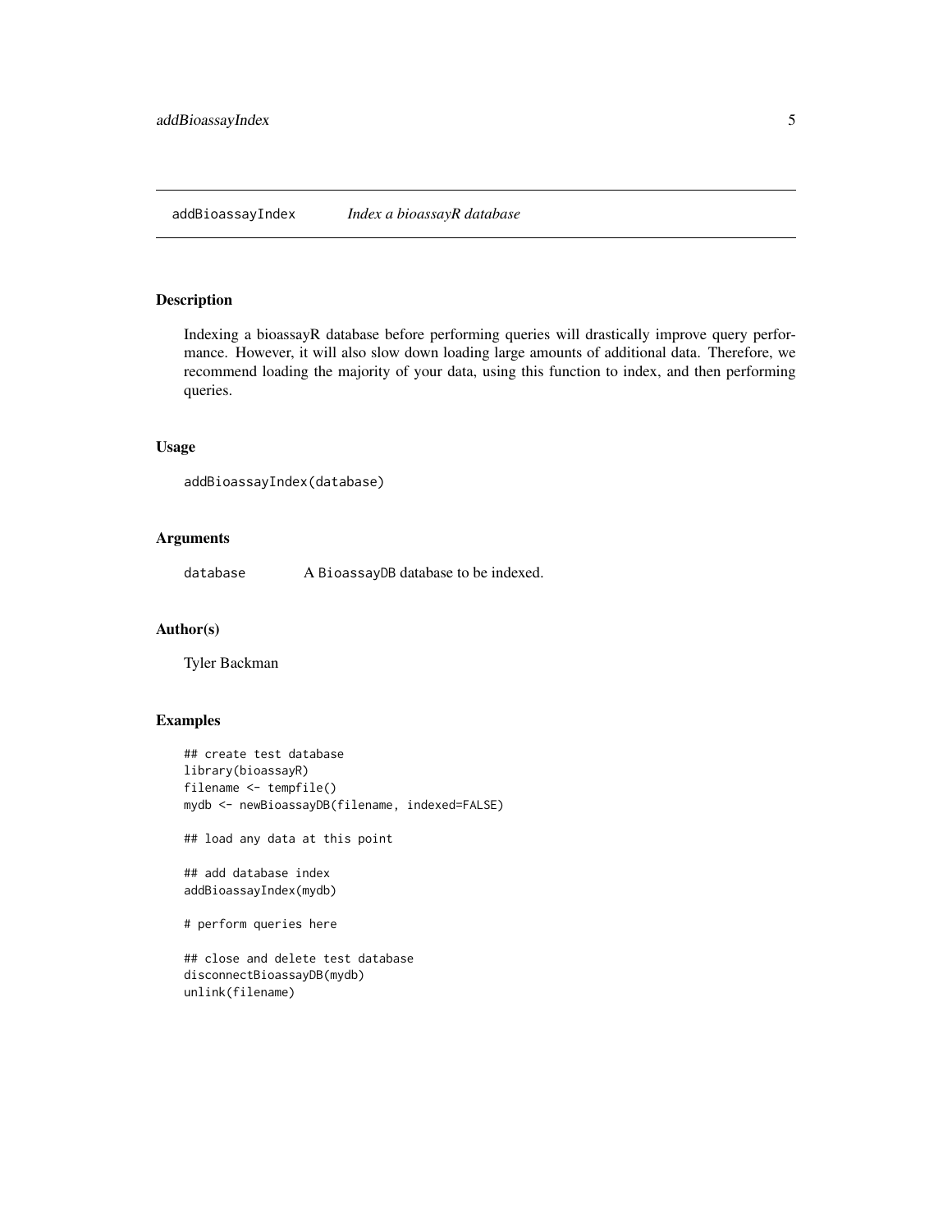addBioassayIndex *Index a bioassayR database*

## Description

Indexing a bioassayR database before performing queries will drastically improve query performance. However, it will also slow down loading large amounts of additional data. Therefore, we recommend loading the majority of your data, using this function to index, and then performing queries.

## Usage

```
addBioassayIndex(database)
```

## Arguments

| | |
|---|---|
| database | A BioassayDB database to be indexed. |

## Author(s)

Tyler Backman

## Examples

```
## create test database
library(bioassayR)
filename <- tempfile()
mydb <- newBioassayDB(filename, indexed=FALSE)

## load any data at this point

## add database index
addBioassayIndex(mydb)

# perform queries here

## close and delete test database
disconnectBioassayDB(mydb)
unlink(filename)
```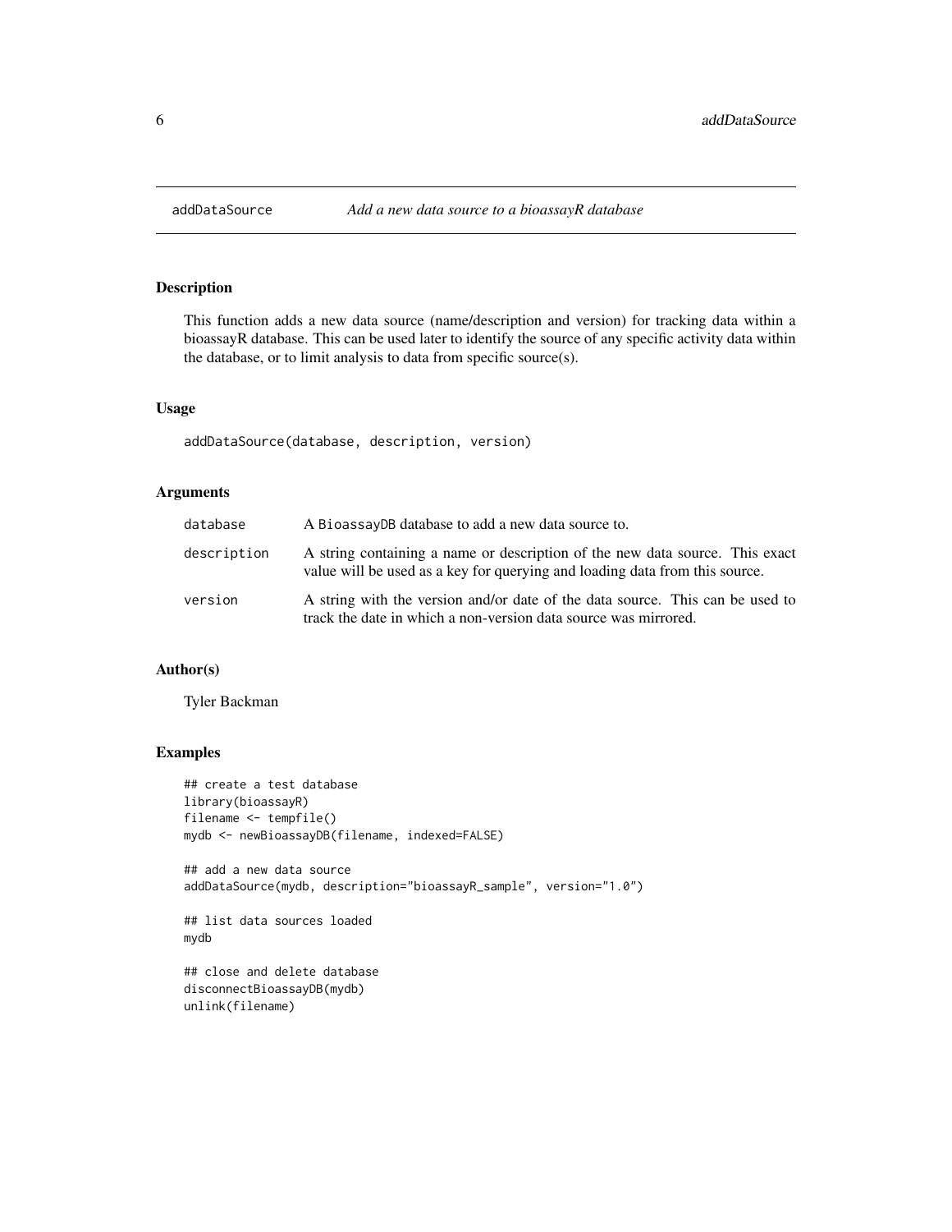# addDataSource — *Add a new data source to a bioassayR database*

## Description

This function adds a new data source (name/description and version) for tracking data within a bioassayR database. This can be used later to identify the source of any specific activity data within the database, or to limit analysis to data from specific source(s).

## Usage

```
addDataSource(database, description, version)
```

## Arguments

| | |
|---|---|
| `database` | A `BioassayDB` database to add a new data source to. |
| `description` | A string containing a name or description of the new data source. This exact value will be used as a key for querying and loading data from this source. |
| `version` | A string with the version and/or date of the data source. This can be used to track the date in which a non-version data source was mirrored. |

## Author(s)

Tyler Backman

## Examples

```
## create a test database
library(bioassayR)
filename <- tempfile()
mydb <- newBioassayDB(filename, indexed=FALSE)

## add a new data source
addDataSource(mydb, description="bioassayR_sample", version="1.0")

## list data sources loaded
mydb

## close and delete database
disconnectBioassayDB(mydb)
unlink(filename)
```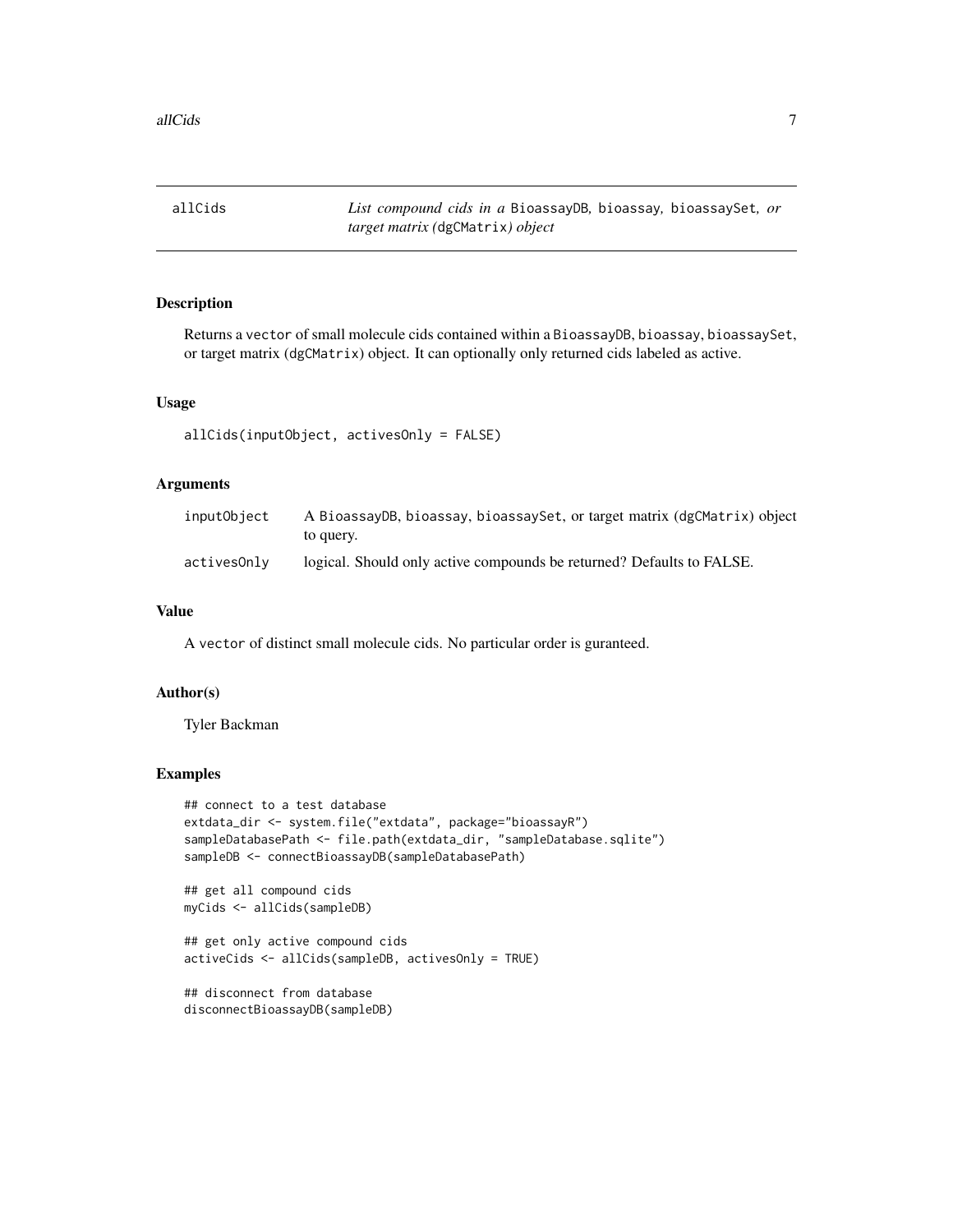# allCids — *List compound cids in a* BioassayDB, bioassay, bioassaySet, *or target matrix (*dgCMatrix*) object*

## Description

Returns a vector of small molecule cids contained within a BioassayDB, bioassay, bioassaySet, or target matrix (dgCMatrix) object. It can optionally only returned cids labeled as active.

## Usage

```
allCids(inputObject, activesOnly = FALSE)
```

## Arguments

| | |
|---|---|
| inputObject | A BioassayDB, bioassay, bioassaySet, or target matrix (dgCMatrix) object to query. |
| activesOnly | logical. Should only active compounds be returned? Defaults to FALSE. |

## Value

A vector of distinct small molecule cids. No particular order is guranteed.

## Author(s)

Tyler Backman

## Examples

```
## connect to a test database
extdata_dir <- system.file("extdata", package="bioassayR")
sampleDatabasePath <- file.path(extdata_dir, "sampleDatabase.sqlite")
sampleDB <- connectBioassayDB(sampleDatabasePath)

## get all compound cids
myCids <- allCids(sampleDB)

## get only active compound cids
activeCids <- allCids(sampleDB, activesOnly = TRUE)

## disconnect from database
disconnectBioassayDB(sampleDB)
```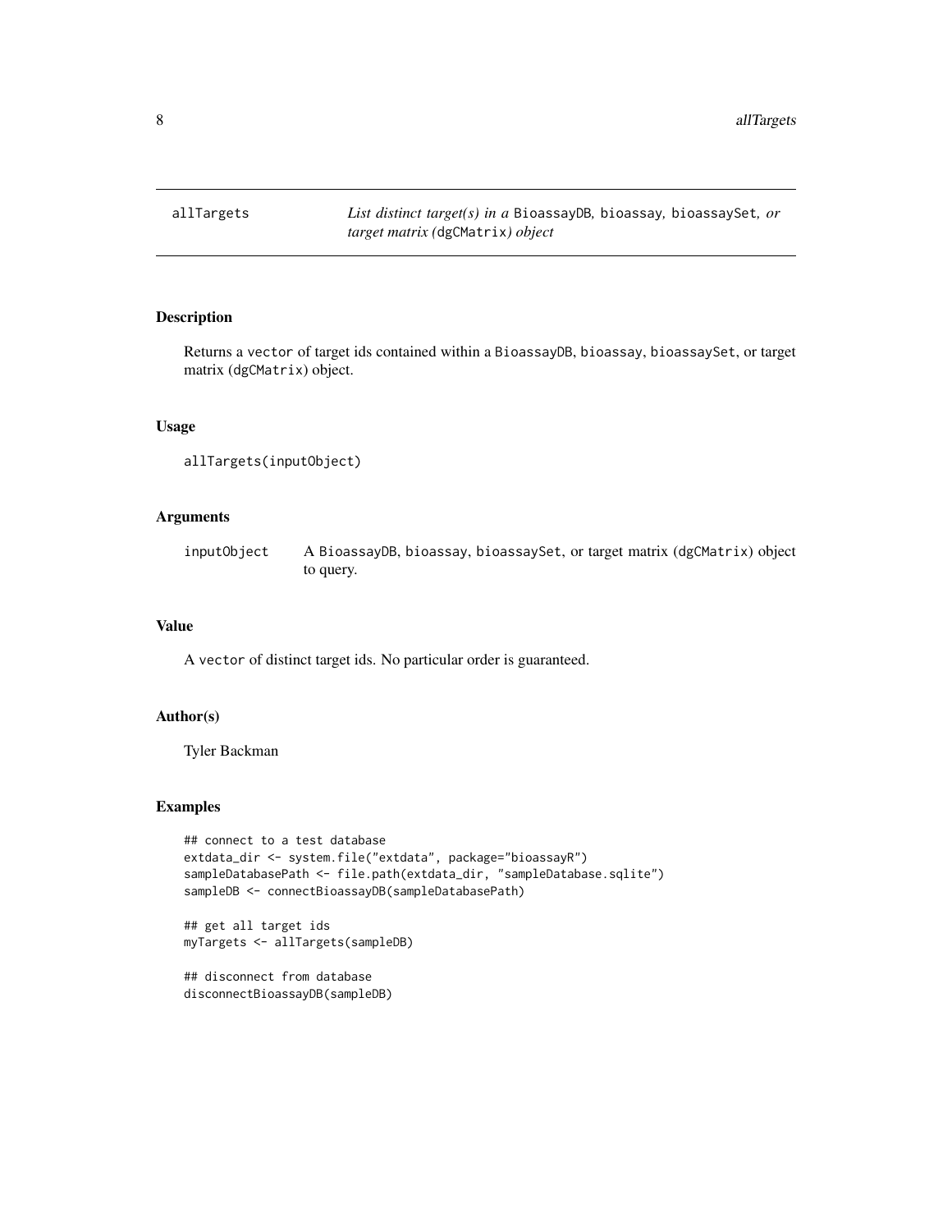allTargets | *List distinct target(s) in a* BioassayDB, bioassay, bioassaySet, *or target matrix (*dgCMatrix*) object*

## Description

Returns a vector of target ids contained within a BioassayDB, bioassay, bioassaySet, or target matrix (dgCMatrix) object.

## Usage

```
allTargets(inputObject)
```

## Arguments

| | |
|---|---|
| inputObject | A BioassayDB, bioassay, bioassaySet, or target matrix (dgCMatrix) object to query. |

## Value

A vector of distinct target ids. No particular order is guaranteed.

## Author(s)

Tyler Backman

## Examples

```
## connect to a test database
extdata_dir <- system.file("extdata", package="bioassayR")
sampleDatabasePath <- file.path(extdata_dir, "sampleDatabase.sqlite")
sampleDB <- connectBioassayDB(sampleDatabasePath)

## get all target ids
myTargets <- allTargets(sampleDB)

## disconnect from database
disconnectBioassayDB(sampleDB)
```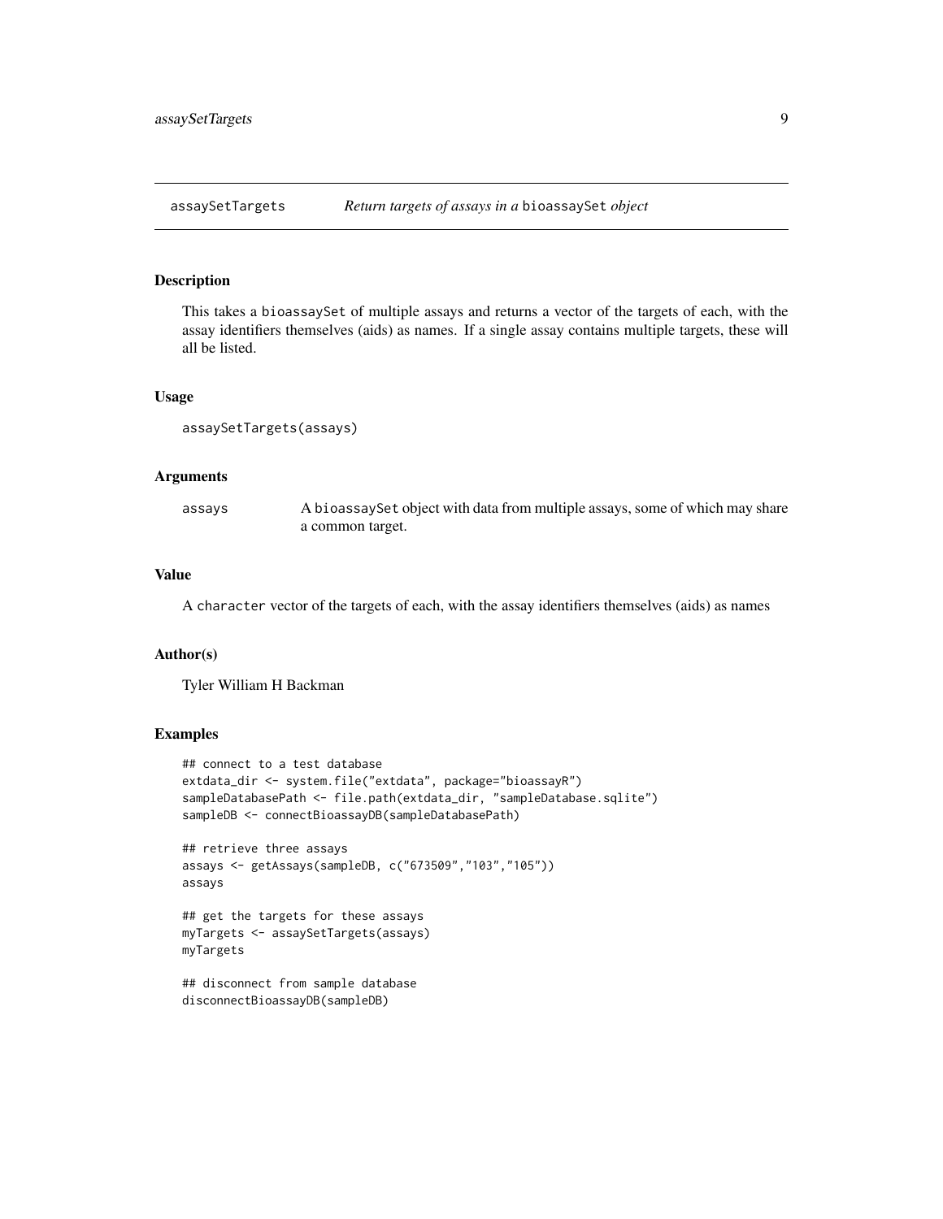assaySetTargets *Return targets of assays in a* bioassaySet *object*

## Description

This takes a bioassaySet of multiple assays and returns a vector of the targets of each, with the assay identifiers themselves (aids) as names. If a single assay contains multiple targets, these will all be listed.

## Usage

```
assaySetTargets(assays)
```

## Arguments

| | |
|---|---|
| assays | A bioassaySet object with data from multiple assays, some of which may share a common target. |

## Value

A character vector of the targets of each, with the assay identifiers themselves (aids) as names

## Author(s)

Tyler William H Backman

## Examples

```
## connect to a test database
extdata_dir <- system.file("extdata", package="bioassayR")
sampleDatabasePath <- file.path(extdata_dir, "sampleDatabase.sqlite")
sampleDB <- connectBioassayDB(sampleDatabasePath)

## retrieve three assays
assays <- getAssays(sampleDB, c("673509","103","105"))
assays

## get the targets for these assays
myTargets <- assaySetTargets(assays)
myTargets

## disconnect from sample database
disconnectBioassayDB(sampleDB)
```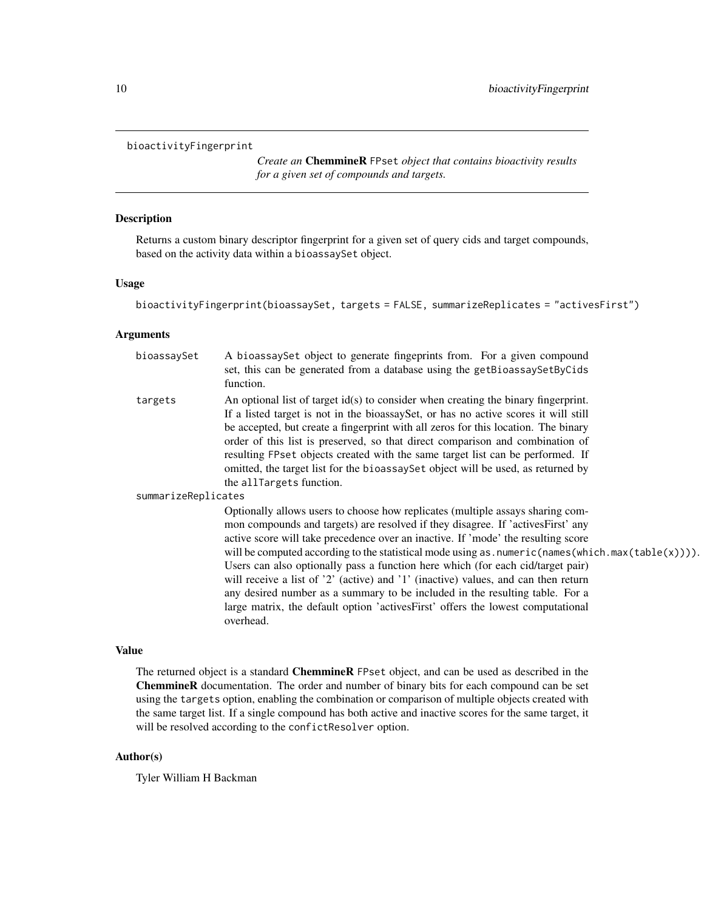```
bioactivityFingerprint
```

*Create an* **ChemmineR** FPset *object that contains bioactivity results for a given set of compounds and targets.*

## Description

Returns a custom binary descriptor fingerprint for a given set of query cids and target compounds, based on the activity data within a bioassaySet object.

## Usage

```
bioactivityFingerprint(bioassaySet, targets = FALSE, summarizeReplicates = "activesFirst")
```

## Arguments

**bioassaySet** A bioassaySet object to generate fingeprints from. For a given compound set, this can be generated from a database using the getBioassaySetByCids function.

**targets** An optional list of target id(s) to consider when creating the binary fingerprint. If a listed target is not in the bioassaySet, or has no active scores it will still be accepted, but create a fingerprint with all zeros for this location. The binary order of this list is preserved, so that direct comparison and combination of resulting FPset objects created with the same target list can be performed. If omitted, the target list for the bioassaySet object will be used, as returned by the allTargets function.

**summarizeReplicates** Optionally allows users to choose how replicates (multiple assays sharing common compounds and targets) are resolved if they disagree. If 'activesFirst' any active score will take precedence over an inactive. If 'mode' the resulting score will be computed according to the statistical mode using as.numeric(names(which.max(table(x)))). Users can also optionally pass a function here which (for each cid/target pair) will receive a list of '2' (active) and '1' (inactive) values, and can then return any desired number as a summary to be included in the resulting table. For a large matrix, the default option 'activesFirst' offers the lowest computational overhead.

## Value

The returned object is a standard **ChemmineR** FPset object, and can be used as described in the **ChemmineR** documentation. The order and number of binary bits for each compound can be set using the targets option, enabling the combination or comparison of multiple objects created with the same target list. If a single compound has both active and inactive scores for the same target, it will be resolved according to the confictResolver option.

## Author(s)

Tyler William H Backman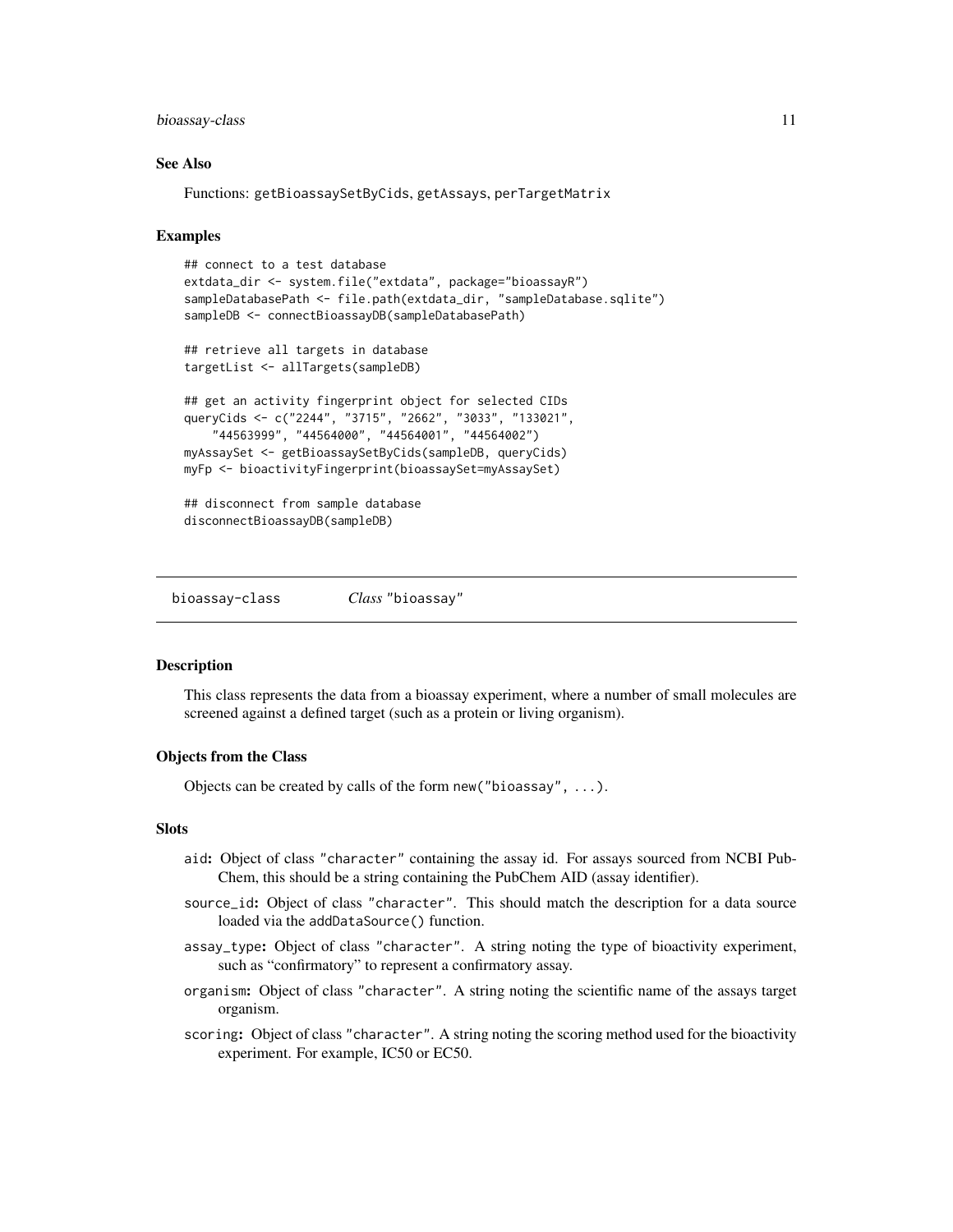### See Also

Functions: getBioassaySetByCids, getAssays, perTargetMatrix

### Examples

```
## connect to a test database
extdata_dir <- system.file("extdata", package="bioassayR")
sampleDatabasePath <- file.path(extdata_dir, "sampleDatabase.sqlite")
sampleDB <- connectBioassayDB(sampleDatabasePath)

## retrieve all targets in database
targetList <- allTargets(sampleDB)

## get an activity fingerprint object for selected CIDs
queryCids <- c("2244", "3715", "2662", "3033", "133021",
    "44563999", "44564000", "44564001", "44564002")
myAssaySet <- getBioassaySetByCids(sampleDB, queryCids)
myFp <- bioactivityFingerprint(bioassaySet=myAssaySet)

## disconnect from sample database
disconnectBioassayDB(sampleDB)
```

---

## bioassay-class    *Class* "bioassay"

---

### Description

This class represents the data from a bioassay experiment, where a number of small molecules are screened against a defined target (such as a protein or living organism).

### Objects from the Class

Objects can be created by calls of the form new("bioassay", ...).

### Slots

- aid**:** Object of class "character" containing the assay id. For assays sourced from NCBI PubChem, this should be a string containing the PubChem AID (assay identifier).
- source_id**:** Object of class "character". This should match the description for a data source loaded via the addDataSource() function.
- assay_type**:** Object of class "character". A string noting the type of bioactivity experiment, such as "confirmatory" to represent a confirmatory assay.
- organism**:** Object of class "character". A string noting the scientific name of the assays target organism.
- scoring**:** Object of class "character". A string noting the scoring method used for the bioactivity experiment. For example, IC50 or EC50.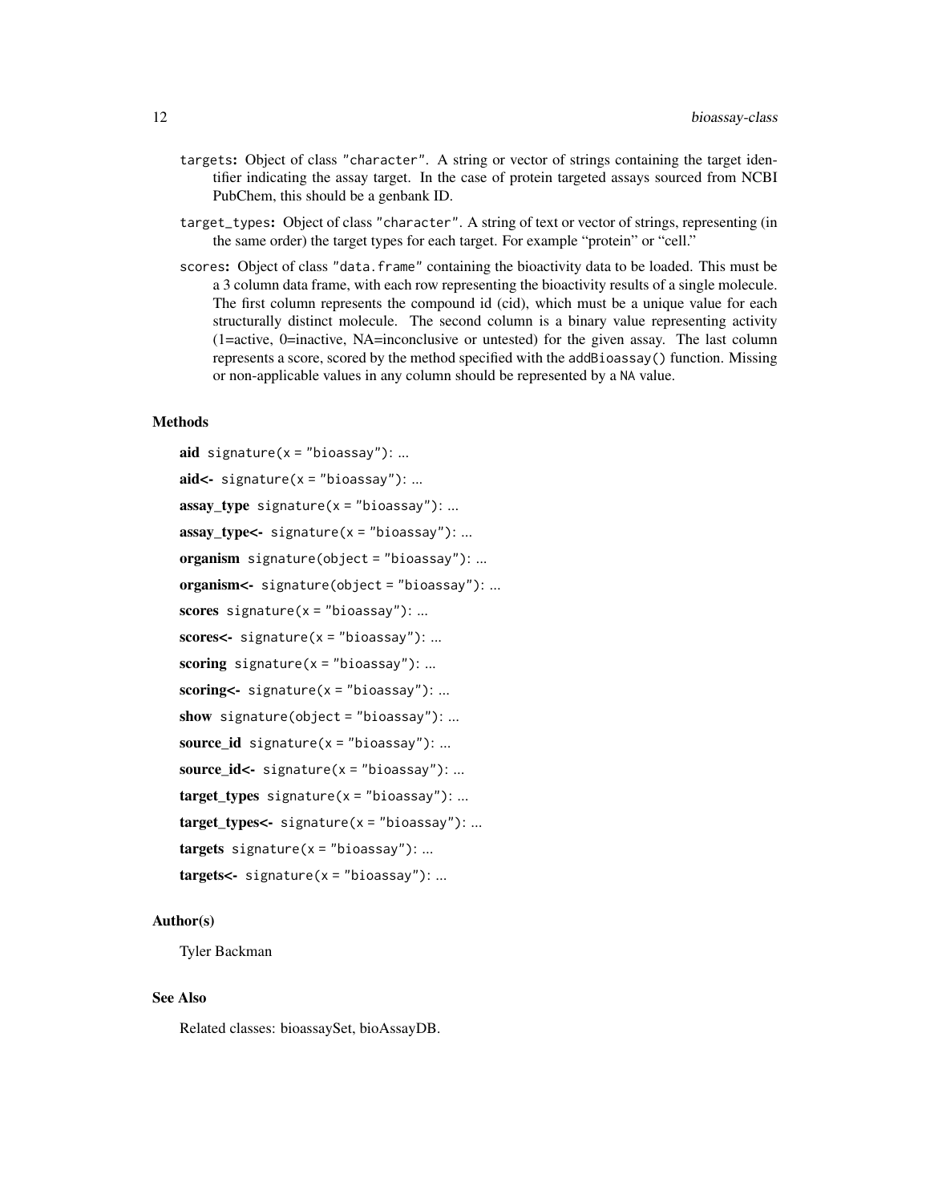- `targets`**:** Object of class "character". A string or vector of strings containing the target identifier indicating the assay target. In the case of protein targeted assays sourced from NCBI PubChem, this should be a genbank ID.
- `target_types`**:** Object of class "character". A string of text or vector of strings, representing (in the same order) the target types for each target. For example "protein" or "cell."
- `scores`**:** Object of class "data.frame" containing the bioactivity data to be loaded. This must be a 3 column data frame, with each row representing the bioactivity results of a single molecule. The first column represents the compound id (cid), which must be a unique value for each structurally distinct molecule. The second column is a binary value representing activity (1=active, 0=inactive, NA=inconclusive or untested) for the given assay. The last column represents a score, scored by the method specified with the `addBioassay()` function. Missing or non-applicable values in any column should be represented by a `NA` value.

### Methods

**aid** `signature(x = "bioassay")`: ...

**aid<-** `signature(x = "bioassay")`: ...

**assay_type** `signature(x = "bioassay")`: ...

**assay_type<-** `signature(x = "bioassay")`: ...

**organism** `signature(object = "bioassay")`: ...

**organism<-** `signature(object = "bioassay")`: ...

**scores** `signature(x = "bioassay")`: ...

**scores<-** `signature(x = "bioassay")`: ...

**scoring** `signature(x = "bioassay")`: ...

**scoring<-** `signature(x = "bioassay")`: ...

**show** `signature(object = "bioassay")`: ...

**source_id** `signature(x = "bioassay")`: ...

**source_id<-** `signature(x = "bioassay")`: ...

**target_types** `signature(x = "bioassay")`: ...

**target_types<-** `signature(x = "bioassay")`: ...

**targets** `signature(x = "bioassay")`: ...

**targets<-** `signature(x = "bioassay")`: ...

### Author(s)

Tyler Backman

### See Also

Related classes: bioassaySet, bioAssayDB.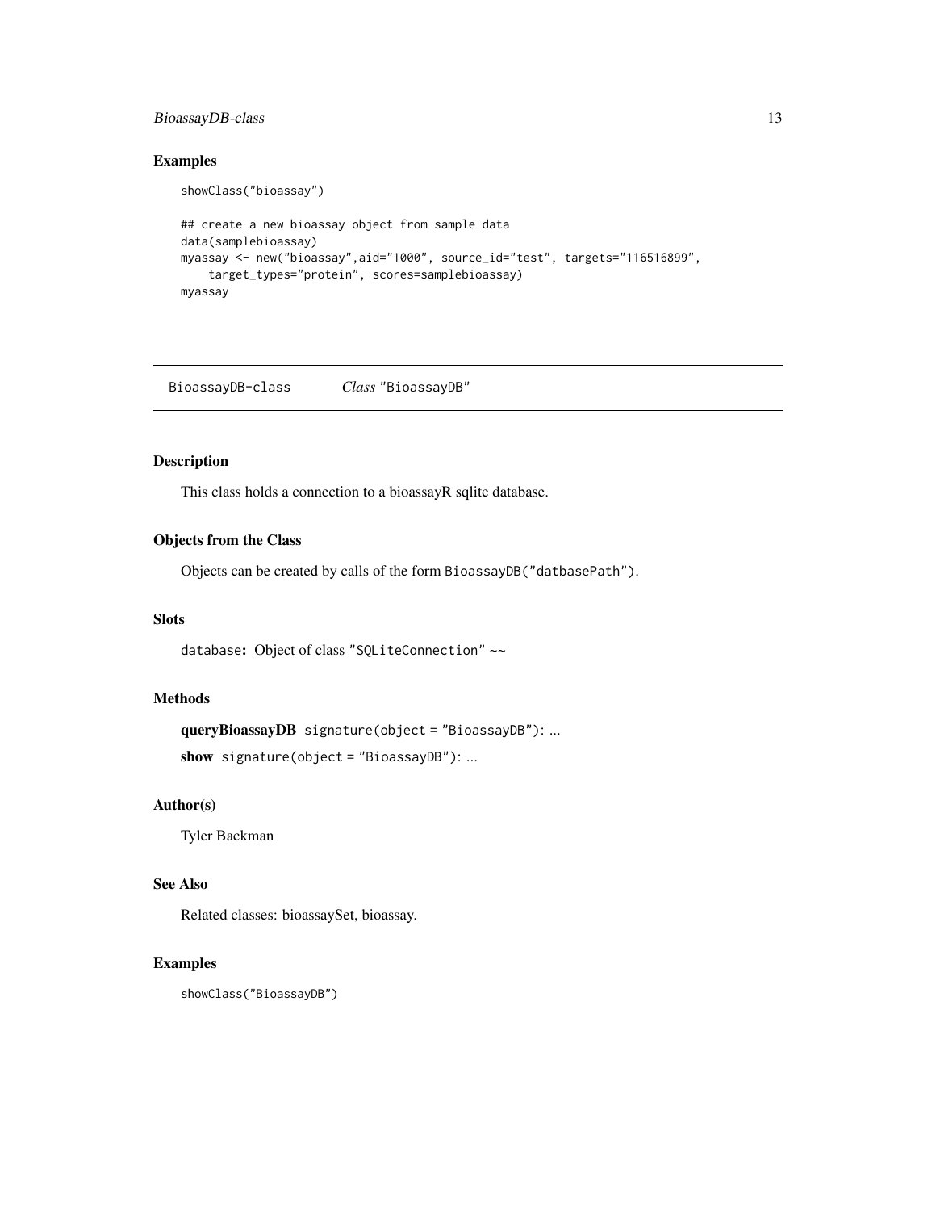## Examples

```
showClass("bioassay")

## create a new bioassay object from sample data
data(samplebioassay)
myassay <- new("bioassay",aid="1000", source_id="test", targets="116516899",
    target_types="protein", scores=samplebioassay)
myassay
```

---

BioassayDB-class    *Class* "BioassayDB"

---

## Description

This class holds a connection to a bioassayR sqlite database.

## Objects from the Class

Objects can be created by calls of the form `BioassayDB("datbasePath")`.

## Slots

`database`: Object of class `"SQLiteConnection"` ~~

## Methods

**queryBioassayDB** `signature(object = "BioassayDB")`: ...

**show** `signature(object = "BioassayDB")`: ...

## Author(s)

Tyler Backman

## See Also

Related classes: bioassaySet, bioassay.

## Examples

```
showClass("BioassayDB")
```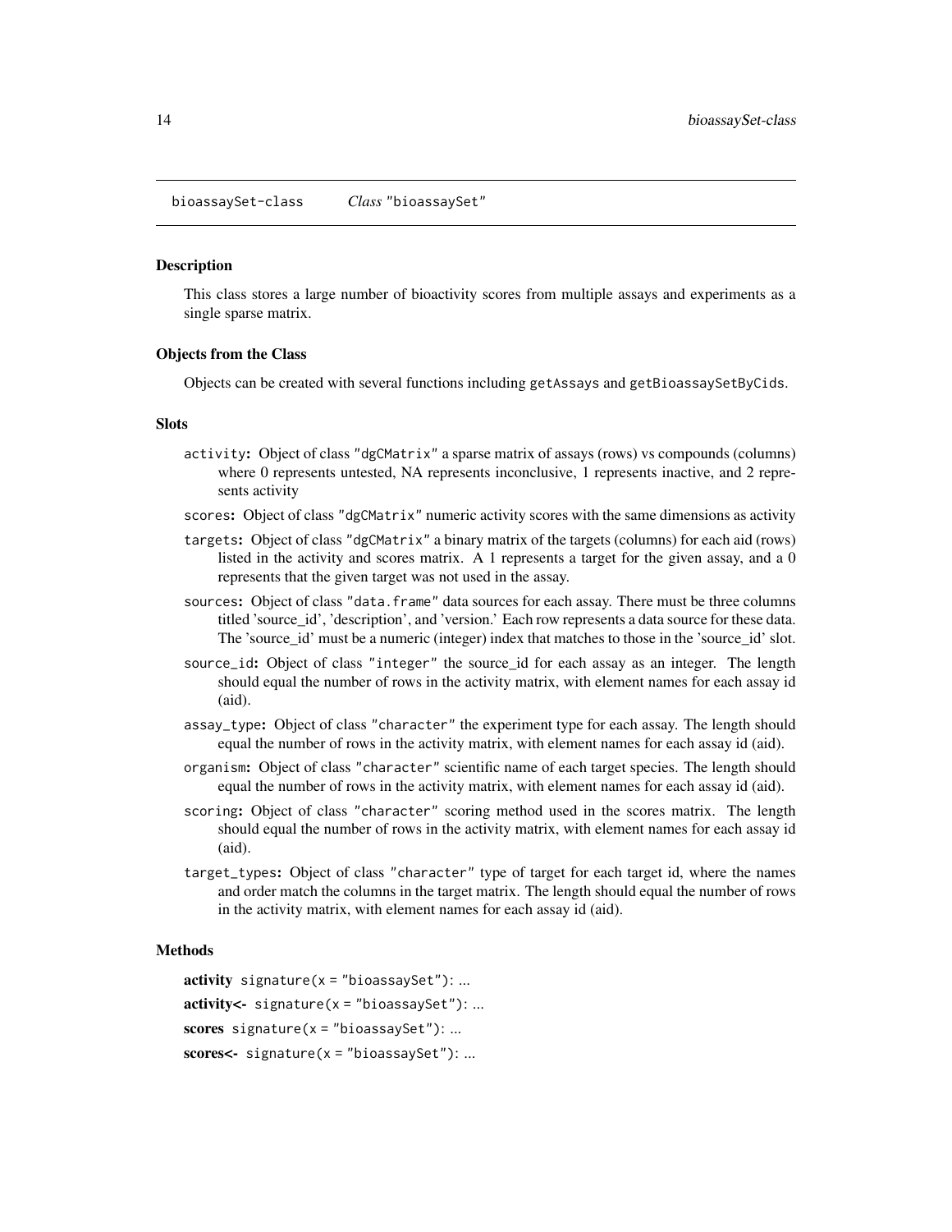bioassaySet-class    *Class* "bioassaySet"

### Description

This class stores a large number of bioactivity scores from multiple assays and experiments as a single sparse matrix.

### Objects from the Class

Objects can be created with several functions including `getAssays` and `getBioassaySetByCids`.

### Slots

- `activity`: Object of class "dgCMatrix" a sparse matrix of assays (rows) vs compounds (columns) where 0 represents untested, NA represents inconclusive, 1 represents inactive, and 2 represents activity
- `scores`: Object of class "dgCMatrix" numeric activity scores with the same dimensions as activity
- `targets`: Object of class "dgCMatrix" a binary matrix of the targets (columns) for each aid (rows) listed in the activity and scores matrix. A 1 represents a target for the given assay, and a 0 represents that the given target was not used in the assay.
- `sources`: Object of class "data.frame" data sources for each assay. There must be three columns titled 'source_id', 'description', and 'version.' Each row represents a data source for these data. The 'source_id' must be a numeric (integer) index that matches to those in the 'source_id' slot.
- `source_id`: Object of class "integer" the source_id for each assay as an integer. The length should equal the number of rows in the activity matrix, with element names for each assay id (aid).
- `assay_type`: Object of class "character" the experiment type for each assay. The length should equal the number of rows in the activity matrix, with element names for each assay id (aid).
- `organism`: Object of class "character" scientific name of each target species. The length should equal the number of rows in the activity matrix, with element names for each assay id (aid).
- `scoring`: Object of class "character" scoring method used in the scores matrix. The length should equal the number of rows in the activity matrix, with element names for each assay id (aid).
- `target_types`: Object of class "character" type of target for each target id, where the names and order match the columns in the target matrix. The length should equal the number of rows in the activity matrix, with element names for each assay id (aid).

### Methods

**activity** `signature(x = "bioassaySet")`: ...

**activity<-** `signature(x = "bioassaySet")`: ...

**scores** `signature(x = "bioassaySet")`: ...

**scores<-** `signature(x = "bioassaySet")`: ...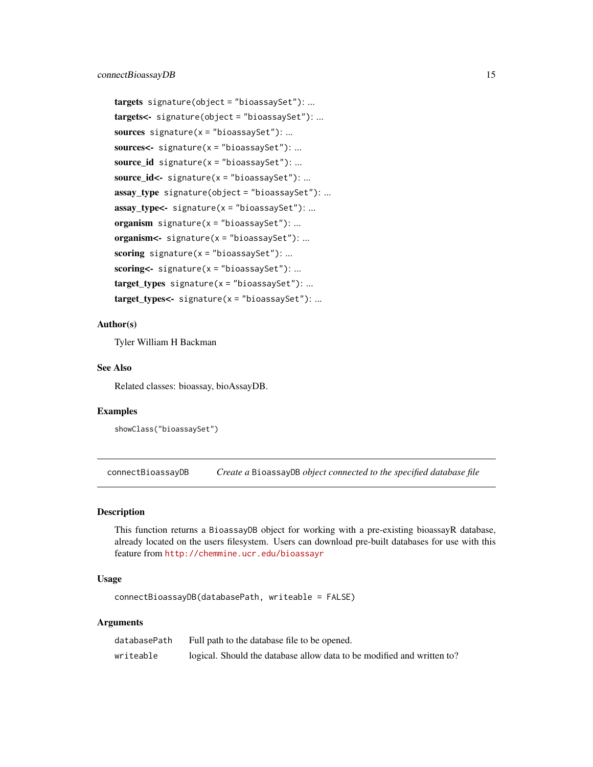**targets** `signature(object = "bioassaySet")`: ...

**targets<-** `signature(object = "bioassaySet")`: ...

**sources** `signature(x = "bioassaySet")`: ...

**sources<-** `signature(x = "bioassaySet")`: ...

**source_id** `signature(x = "bioassaySet")`: ...

**source_id<-** `signature(x = "bioassaySet")`: ...

**assay_type** `signature(object = "bioassaySet")`: ...

**assay_type<-** `signature(x = "bioassaySet")`: ...

**organism** `signature(x = "bioassaySet")`: ...

**organism<-** `signature(x = "bioassaySet")`: ...

**scoring** `signature(x = "bioassaySet")`: ...

**scoring<-** `signature(x = "bioassaySet")`: ...

**target_types** `signature(x = "bioassaySet")`: ...

**target_types<-** `signature(x = "bioassaySet")`: ...

### Author(s)

Tyler William H Backman

### See Also

Related classes: bioassay, bioAssayDB.

### Examples

```
showClass("bioassaySet")
```

---

## connectBioassayDB — *Create a* `BioassayDB` *object connected to the specified database file*

### Description

This function returns a `BioassayDB` object for working with a pre-existing bioassayR database, already located on the users filesystem. Users can download pre-built databases for use with this feature from http://chemmine.ucr.edu/bioassayr

### Usage

```
connectBioassayDB(databasePath, writeable = FALSE)
```

### Arguments

| | |
|---|---|
| `databasePath` | Full path to the database file to be opened. |
| `writeable` | logical. Should the database allow data to be modified and written to? |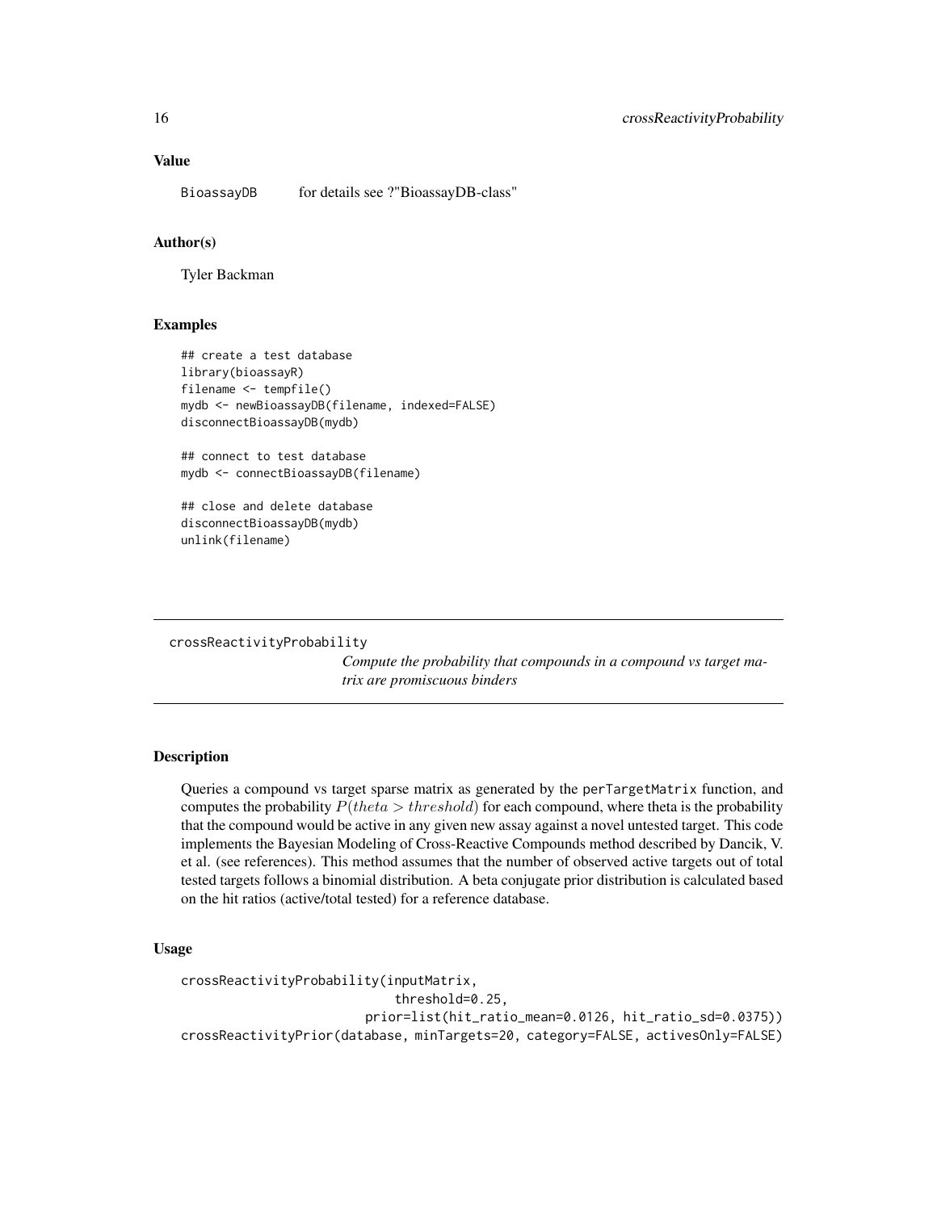### Value

BioassayDB — for details see ?"BioassayDB-class"

### Author(s)

Tyler Backman

### Examples

```
## create a test database
library(bioassayR)
filename <- tempfile()
mydb <- newBioassayDB(filename, indexed=FALSE)
disconnectBioassayDB(mydb)

## connect to test database
mydb <- connectBioassayDB(filename)

## close and delete database
disconnectBioassayDB(mydb)
unlink(filename)
```

---

## crossReactivityProbability

*Compute the probability that compounds in a compound vs target matrix are promiscuous binders*

---

### Description

Queries a compound vs target sparse matrix as generated by the perTargetMatrix function, and computes the probability $P(theta > threshold)$ for each compound, where theta is the probability that the compound would be active in any given new assay against a novel untested target. This code implements the Bayesian Modeling of Cross-Reactive Compounds method described by Dancik, V. et al. (see references). This method assumes that the number of observed active targets out of total tested targets follows a binomial distribution. A beta conjugate prior distribution is calculated based on the hit ratios (active/total tested) for a reference database.

### Usage

```
crossReactivityProbability(inputMatrix,
                              threshold=0.25,
                          prior=list(hit_ratio_mean=0.0126, hit_ratio_sd=0.0375))
crossReactivityPrior(database, minTargets=20, category=FALSE, activesOnly=FALSE)
```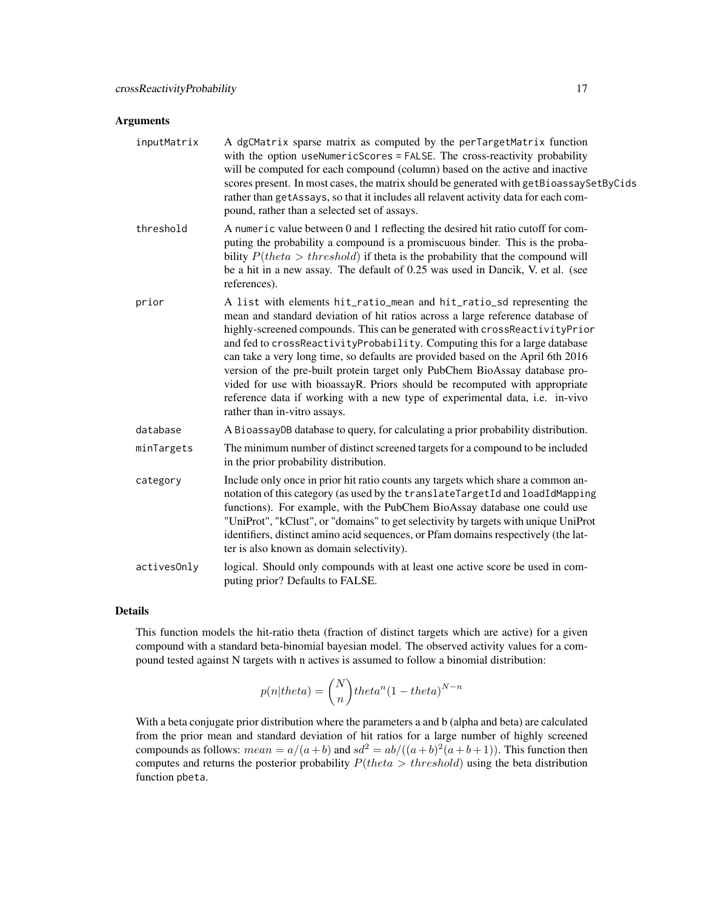## Arguments

`inputMatrix` A `dgCMatrix` sparse matrix as computed by the `perTargetMatrix` function with the option `useNumericScores = FALSE`. The cross-reactivity probability will be computed for each compound (column) based on the active and inactive scores present. In most cases, the matrix should be generated with `getBioassaySetByCids` rather than `getAssays`, so that it includes all relavent activity data for each compound, rather than a selected set of assays.

`threshold` A `numeric` value between 0 and 1 reflecting the desired hit ratio cutoff for computing the probability a compound is a promiscuous binder. This is the probability $P(theta > threshold)$ if theta is the probability that the compound will be a hit in a new assay. The default of 0.25 was used in Dancik, V. et al. (see references).

`prior` A `list` with elements `hit_ratio_mean` and `hit_ratio_sd` representing the mean and standard deviation of hit ratios across a large reference database of highly-screened compounds. This can be generated with `crossReactivityPrior` and fed to `crossReactivityProbability`. Computing this for a large database can take a very long time, so defaults are provided based on the April 6th 2016 version of the pre-built protein target only PubChem BioAssay database provided for use with bioassayR. Priors should be recomputed with appropriate reference data if working with a new type of experimental data, i.e. in-vivo rather than in-vitro assays.

`database` A `BioassayDB` database to query, for calculating a prior probability distribution.

`minTargets` The minimum number of distinct screened targets for a compound to be included in the prior probability distribution.

`category` Include only once in prior hit ratio counts any targets which share a common annotation of this category (as used by the `translateTargetId` and `loadIdMapping` functions). For example, with the PubChem BioAssay database one could use "UniProt", "kClust", or "domains" to get selectivity by targets with unique UniProt identifiers, distinct amino acid sequences, or Pfam domains respectively (the latter is also known as domain selectivity).

`activesOnly` logical. Should only compounds with at least one active score be used in computing prior? Defaults to FALSE.

## Details

This function models the hit-ratio theta (fraction of distinct targets which are active) for a given compound with a standard beta-binomial bayesian model. The observed activity values for a compound tested against N targets with n actives is assumed to follow a binomial distribution:

$$p(n|theta) = \binom{N}{n} theta^n (1 - theta)^{N-n}$$

With a beta conjugate prior distribution where the parameters a and b (alpha and beta) are calculated from the prior mean and standard deviation of hit ratios for a large number of highly screened compounds as follows: $mean = a/(a+b)$ and $sd^2 = ab/((a+b)^2(a+b+1))$. This function then computes and returns the posterior probability $P(theta > threshold)$ using the beta distribution function `pbeta`.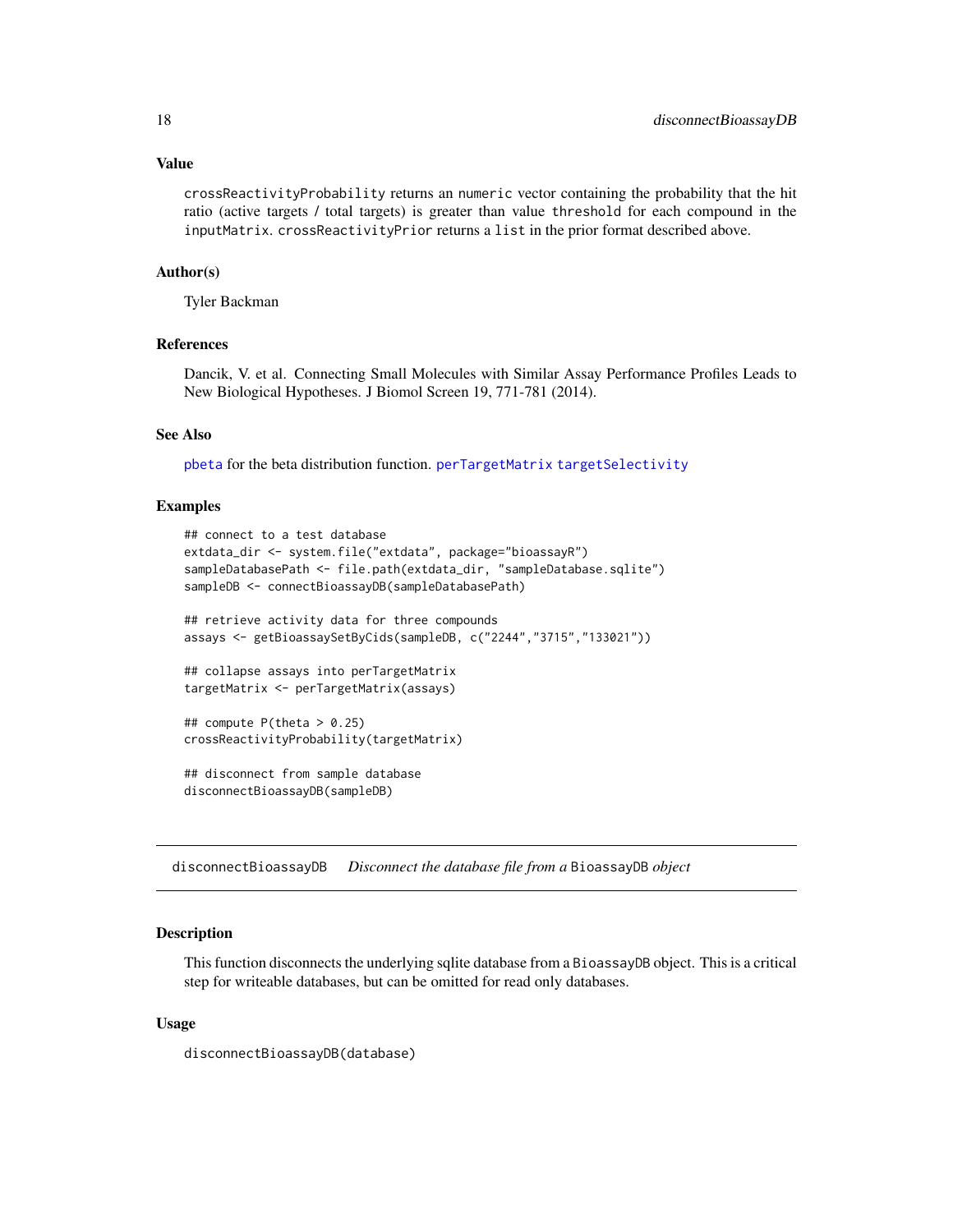### Value

crossReactivityProbability returns an numeric vector containing the probability that the hit ratio (active targets / total targets) is greater than value threshold for each compound in the inputMatrix. crossReactivityPrior returns a list in the prior format described above.

### Author(s)

Tyler Backman

### References

Dancik, V. et al. Connecting Small Molecules with Similar Assay Performance Profiles Leads to New Biological Hypotheses. J Biomol Screen 19, 771-781 (2014).

### See Also

pbeta for the beta distribution function. perTargetMatrix targetSelectivity

### Examples

```
## connect to a test database
extdata_dir <- system.file("extdata", package="bioassayR")
sampleDatabasePath <- file.path(extdata_dir, "sampleDatabase.sqlite")
sampleDB <- connectBioassayDB(sampleDatabasePath)

## retrieve activity data for three compounds
assays <- getBioassaySetByCids(sampleDB, c("2244","3715","133021"))

## collapse assays into perTargetMatrix
targetMatrix <- perTargetMatrix(assays)

## compute P(theta > 0.25)
crossReactivityProbability(targetMatrix)

## disconnect from sample database
disconnectBioassayDB(sampleDB)
```

---

## disconnectBioassayDB — *Disconnect the database file from a* BioassayDB *object*

### Description

This function disconnects the underlying sqlite database from a BioassayDB object. This is a critical step for writeable databases, but can be omitted for read only databases.

### Usage

```
disconnectBioassayDB(database)
```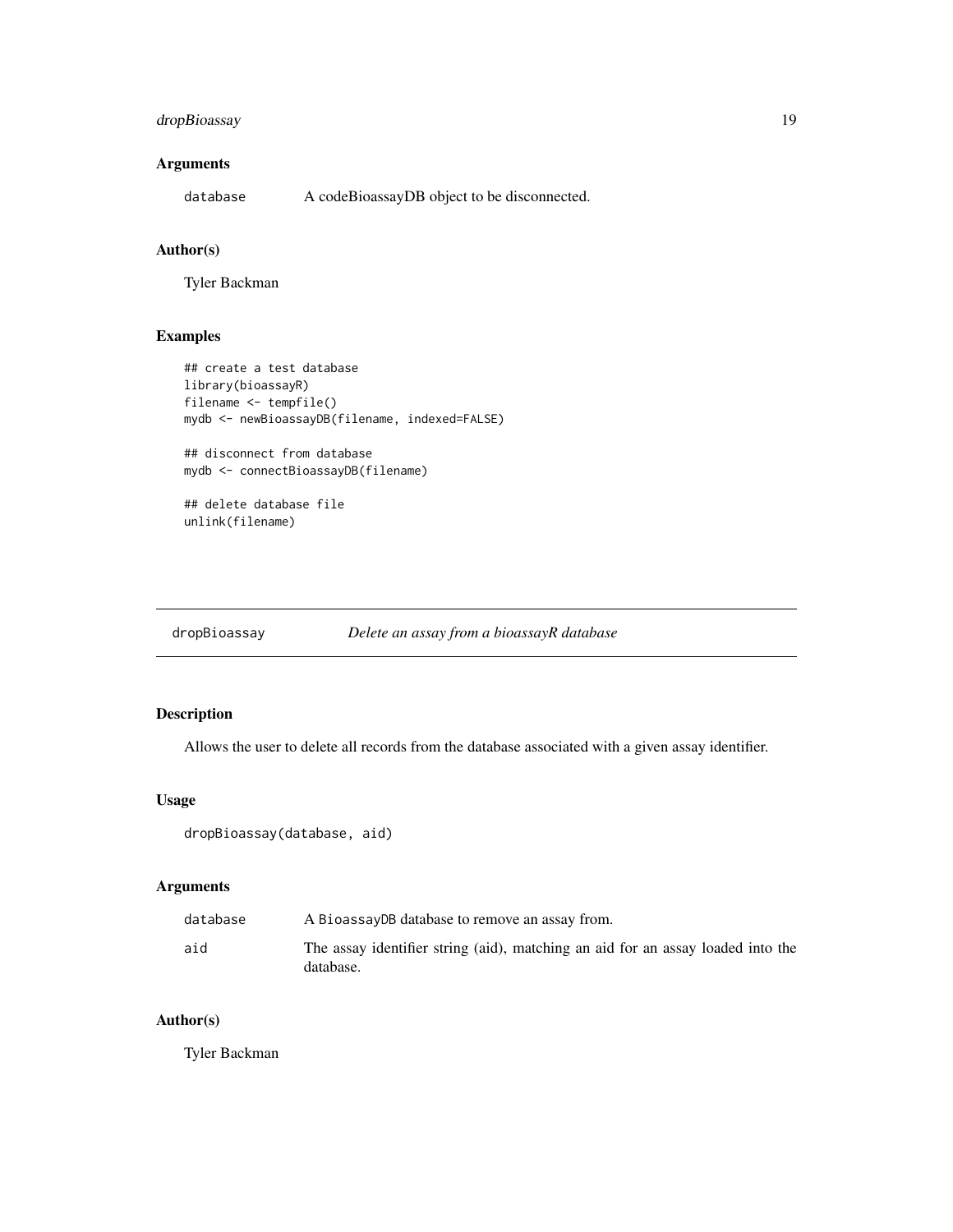### Arguments

database A codeBioassayDB object to be disconnected.

### Author(s)

Tyler Backman

### Examples

```
## create a test database
library(bioassayR)
filename <- tempfile()
mydb <- newBioassayDB(filename, indexed=FALSE)

## disconnect from database
mydb <- connectBioassayDB(filename)

## delete database file
unlink(filename)
```

---

## dropBioassay *Delete an assay from a bioassayR database*

---

### Description

Allows the user to delete all records from the database associated with a given assay identifier.

### Usage

```
dropBioassay(database, aid)
```

### Arguments

| | |
|---|---|
| database | A BioassayDB database to remove an assay from. |
| aid | The assay identifier string (aid), matching an aid for an assay loaded into the database. |

### Author(s)

Tyler Backman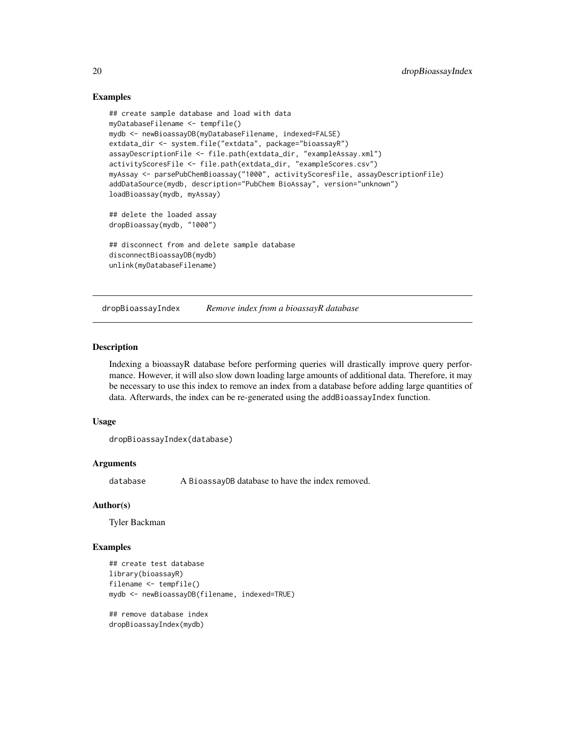## Examples

```
## create sample database and load with data
myDatabaseFilename <- tempfile()
mydb <- newBioassayDB(myDatabaseFilename, indexed=FALSE)
extdata_dir <- system.file("extdata", package="bioassayR")
assayDescriptionFile <- file.path(extdata_dir, "exampleAssay.xml")
activityScoresFile <- file.path(extdata_dir, "exampleScores.csv")
myAssay <- parsePubChemBioassay("1000", activityScoresFile, assayDescriptionFile)
addDataSource(mydb, description="PubChem BioAssay", version="unknown")
loadBioassay(mydb, myAssay)

## delete the loaded assay
dropBioassay(mydb, "1000")

## disconnect from and delete sample database
disconnectBioassayDB(mydb)
unlink(myDatabaseFilename)
```

---

# dropBioassayIndex — *Remove index from a bioassayR database*

## Description

Indexing a bioassayR database before performing queries will drastically improve query performance. However, it will also slow down loading large amounts of additional data. Therefore, it may be necessary to use this index to remove an index from a database before adding large quantities of data. Afterwards, the index can be re-generated using the `addBioassayIndex` function.

## Usage

```
dropBioassayIndex(database)
```

## Arguments

| | |
|---|---|
| `database` | A `BioassayDB` database to have the index removed. |

## Author(s)

Tyler Backman

## Examples

```
## create test database
library(bioassayR)
filename <- tempfile()
mydb <- newBioassayDB(filename, indexed=TRUE)

## remove database index
dropBioassayIndex(mydb)
```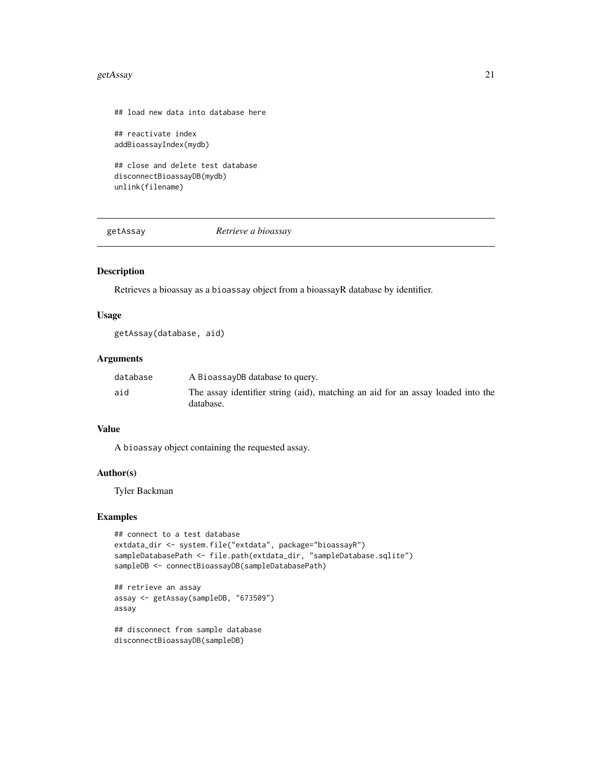```
## load new data into database here

## reactivate index
addBioassayIndex(mydb)

## close and delete test database
disconnectBioassayDB(mydb)
unlink(filename)
```

---

## getAssay *Retrieve a bioassay*

### Description

Retrieves a bioassay as a bioassay object from a bioassayR database by identifier.

### Usage

```
getAssay(database, aid)
```

### Arguments

| | |
|---|---|
| database | A BioassayDB database to query. |
| aid | The assay identifier string (aid), matching an aid for an assay loaded into the database. |

### Value

A bioassay object containing the requested assay.

### Author(s)

Tyler Backman

### Examples

```
## connect to a test database
extdata_dir <- system.file("extdata", package="bioassayR")
sampleDatabasePath <- file.path(extdata_dir, "sampleDatabase.sqlite")
sampleDB <- connectBioassayDB(sampleDatabasePath)

## retrieve an assay
assay <- getAssay(sampleDB, "673509")
assay

## disconnect from sample database
disconnectBioassayDB(sampleDB)
```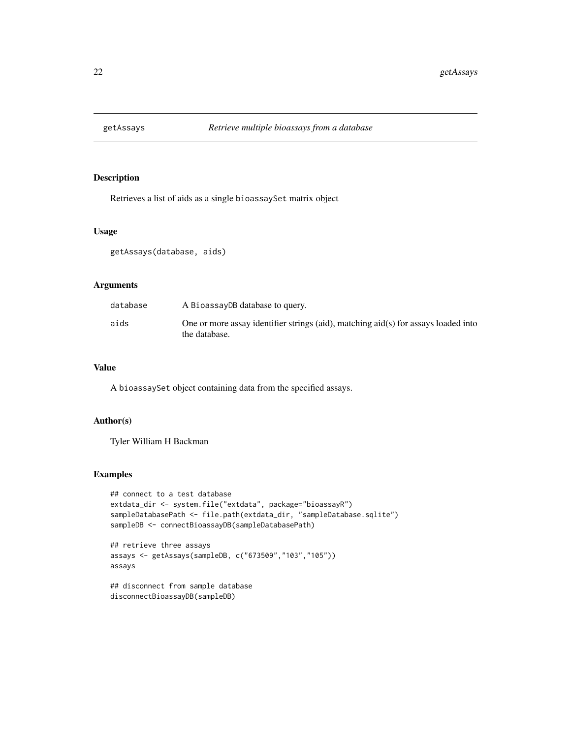# getAssays — *Retrieve multiple bioassays from a database*

## Description

Retrieves a list of aids as a single `bioassaySet` matrix object

## Usage

```
getAssays(database, aids)
```

## Arguments

| | |
|---|---|
| `database` | A `BioassayDB` database to query. |
| `aids` | One or more assay identifier strings (aid), matching aid(s) for assays loaded into the database. |

## Value

A `bioassaySet` object containing data from the specified assays.

## Author(s)

Tyler William H Backman

## Examples

```
## connect to a test database
extdata_dir <- system.file("extdata", package="bioassayR")
sampleDatabasePath <- file.path(extdata_dir, "sampleDatabase.sqlite")
sampleDB <- connectBioassayDB(sampleDatabasePath)

## retrieve three assays
assays <- getAssays(sampleDB, c("673509","103","105"))
assays

## disconnect from sample database
disconnectBioassayDB(sampleDB)
```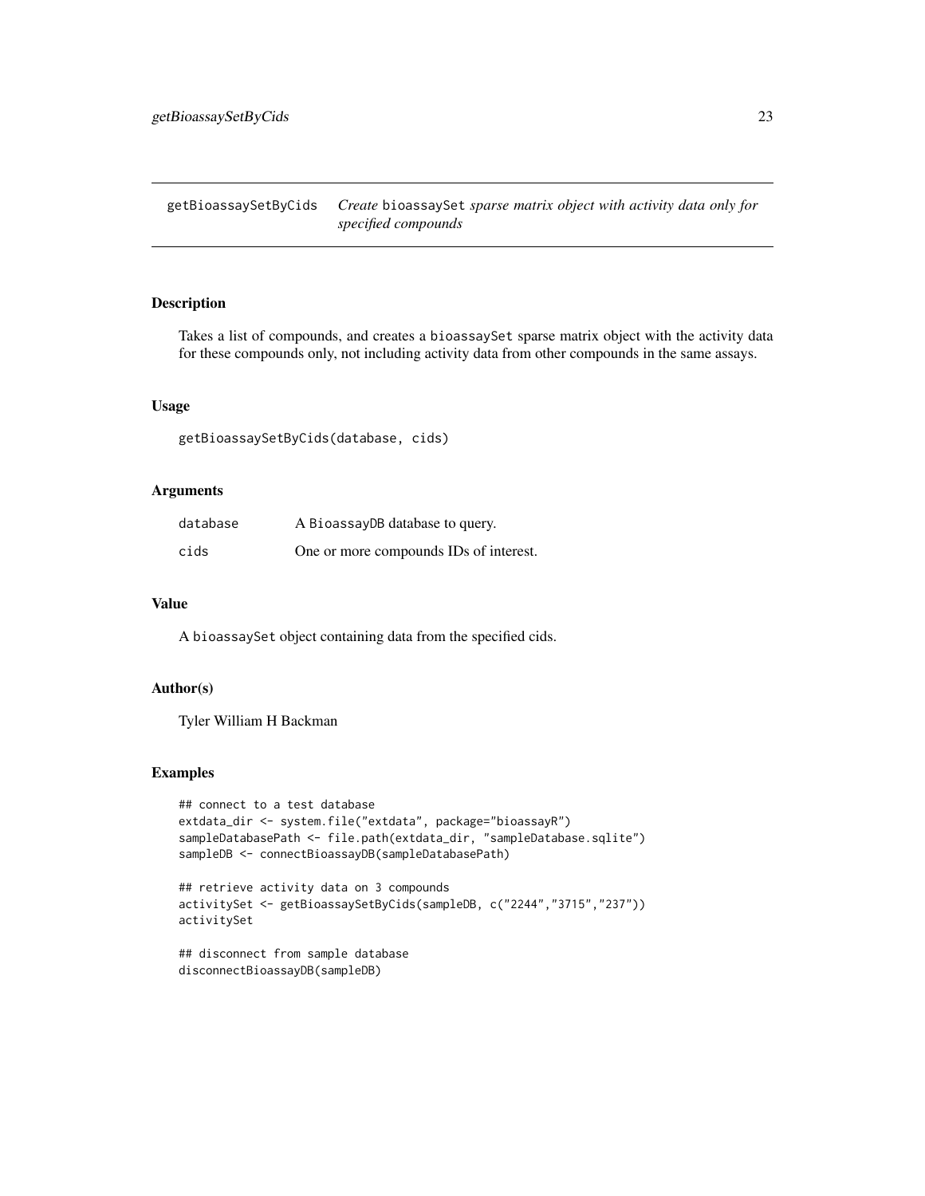# getBioassaySetByCids

*Create* `bioassaySet` *sparse matrix object with activity data only for specified compounds*

## Description

Takes a list of compounds, and creates a `bioassaySet` sparse matrix object with the activity data for these compounds only, not including activity data from other compounds in the same assays.

## Usage

```
getBioassaySetByCids(database, cids)
```

## Arguments

| | |
|---|---|
| `database` | A `BioassayDB` database to query. |
| `cids` | One or more compounds IDs of interest. |

## Value

A `bioassaySet` object containing data from the specified cids.

## Author(s)

Tyler William H Backman

## Examples

```
## connect to a test database
extdata_dir <- system.file("extdata", package="bioassayR")
sampleDatabasePath <- file.path(extdata_dir, "sampleDatabase.sqlite")
sampleDB <- connectBioassayDB(sampleDatabasePath)

## retrieve activity data on 3 compounds
activitySet <- getBioassaySetByCids(sampleDB, c("2244","3715","237"))
activitySet

## disconnect from sample database
disconnectBioassayDB(sampleDB)
```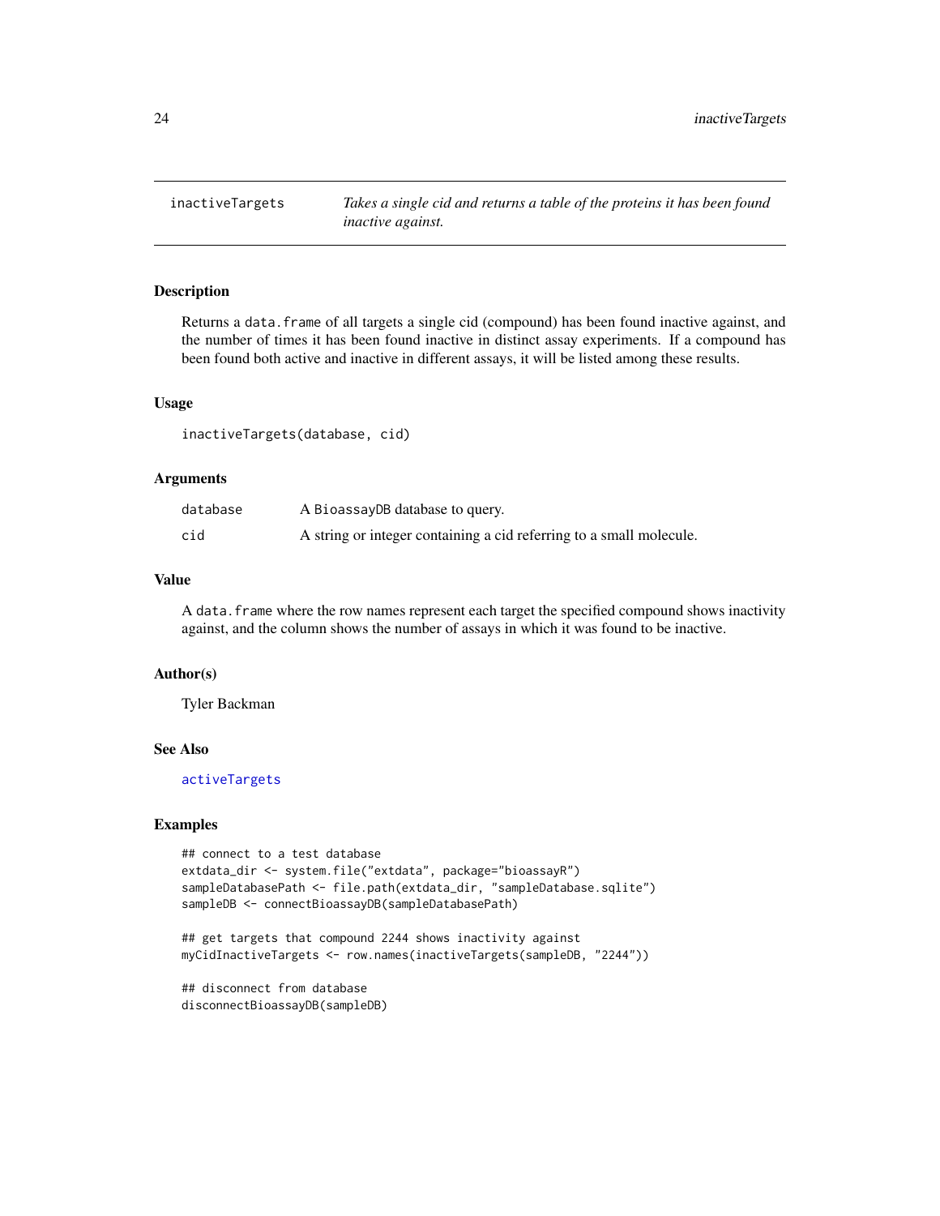# inactiveTargets

*Takes a single cid and returns a table of the proteins it has been found inactive against.*

## Description

Returns a `data.frame` of all targets a single cid (compound) has been found inactive against, and the number of times it has been found inactive in distinct assay experiments. If a compound has been found both active and inactive in different assays, it will be listed among these results.

## Usage

```
inactiveTargets(database, cid)
```

## Arguments

| | |
|---|---|
| `database` | A `BioassayDB` database to query. |
| `cid` | A string or integer containing a cid referring to a small molecule. |

## Value

A `data.frame` where the row names represent each target the specified compound shows inactivity against, and the column shows the number of assays in which it was found to be inactive.

## Author(s)

Tyler Backman

## See Also

`activeTargets`

## Examples

```
## connect to a test database
extdata_dir <- system.file("extdata", package="bioassayR")
sampleDatabasePath <- file.path(extdata_dir, "sampleDatabase.sqlite")
sampleDB <- connectBioassayDB(sampleDatabasePath)

## get targets that compound 2244 shows inactivity against
myCidInactiveTargets <- row.names(inactiveTargets(sampleDB, "2244"))

## disconnect from database
disconnectBioassayDB(sampleDB)
```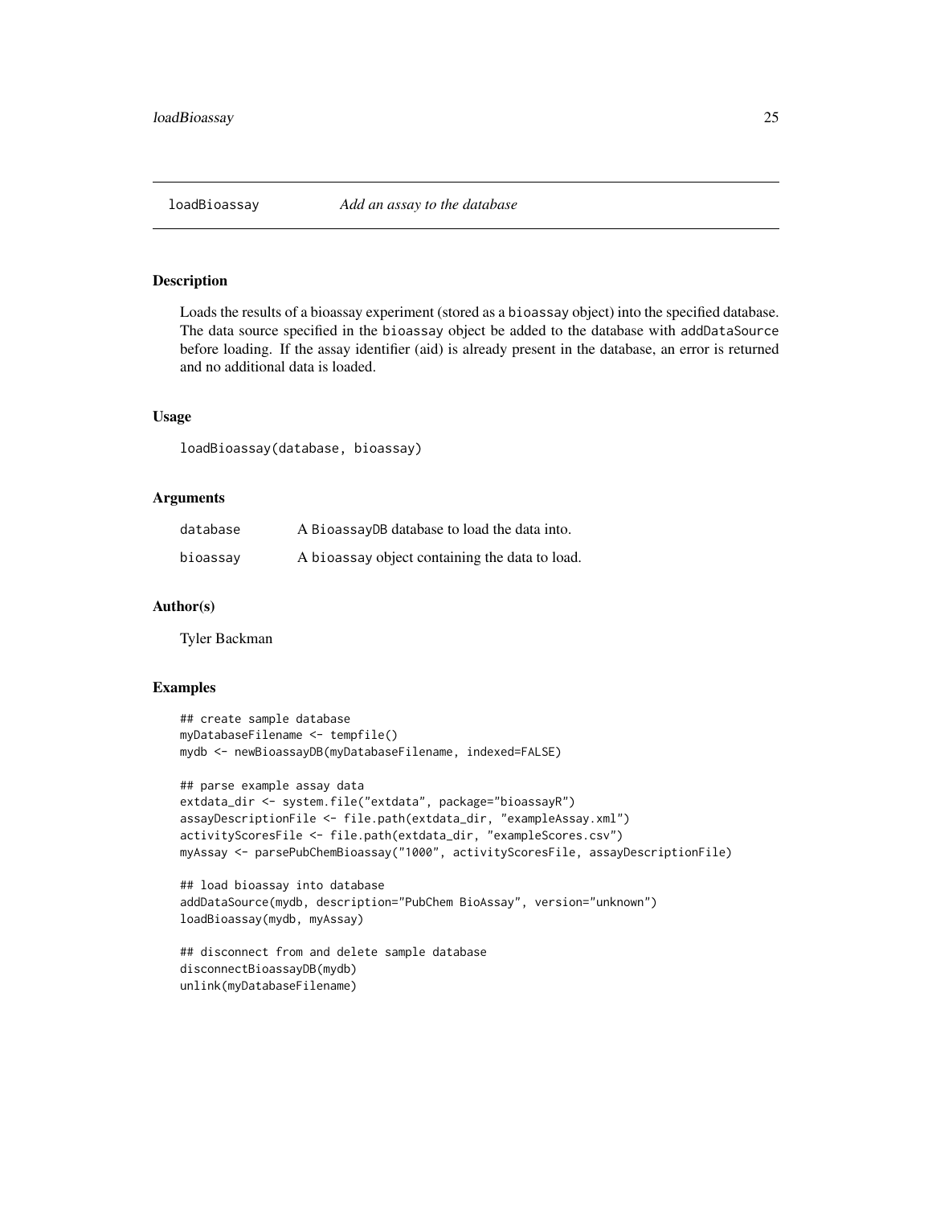## loadBioassay *Add an assay to the database*

### Description

Loads the results of a bioassay experiment (stored as a bioassay object) into the specified database. The data source specified in the bioassay object be added to the database with addDataSource before loading. If the assay identifier (aid) is already present in the database, an error is returned and no additional data is loaded.

### Usage

```
loadBioassay(database, bioassay)
```

### Arguments

| | |
|---|---|
| database | A BioassayDB database to load the data into. |
| bioassay | A bioassay object containing the data to load. |

### Author(s)

Tyler Backman

### Examples

```
## create sample database
myDatabaseFilename <- tempfile()
mydb <- newBioassayDB(myDatabaseFilename, indexed=FALSE)

## parse example assay data
extdata_dir <- system.file("extdata", package="bioassayR")
assayDescriptionFile <- file.path(extdata_dir, "exampleAssay.xml")
activityScoresFile <- file.path(extdata_dir, "exampleScores.csv")
myAssay <- parsePubChemBioassay("1000", activityScoresFile, assayDescriptionFile)

## load bioassay into database
addDataSource(mydb, description="PubChem BioAssay", version="unknown")
loadBioassay(mydb, myAssay)

## disconnect from and delete sample database
disconnectBioassayDB(mydb)
unlink(myDatabaseFilename)
```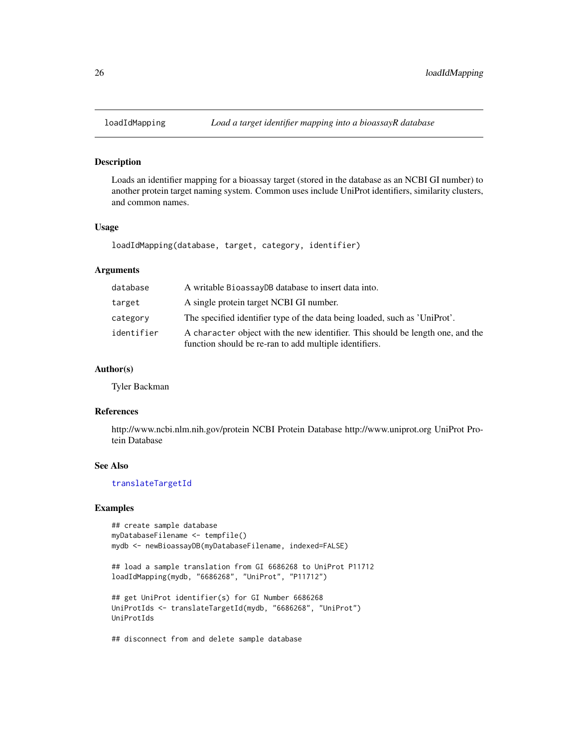# loadIdMapping — *Load a target identifier mapping into a bioassayR database*

## Description

Loads an identifier mapping for a bioassay target (stored in the database as an NCBI GI number) to another protein target naming system. Common uses include UniProt identifiers, similarity clusters, and common names.

## Usage

```
loadIdMapping(database, target, category, identifier)
```

## Arguments

| | |
|---|---|
| `database` | A writable `BioassayDB` database to insert data into. |
| `target` | A single protein target NCBI GI number. |
| `category` | The specified identifier type of the data being loaded, such as 'UniProt'. |
| `identifier` | A `character` object with the new identifier. This should be length one, and the function should be re-ran to add multiple identifiers. |

## Author(s)

Tyler Backman

## References

http://www.ncbi.nlm.nih.gov/protein NCBI Protein Database http://www.uniprot.org UniProt Protein Database

## See Also

`translateTargetId`

## Examples

```
## create sample database
myDatabaseFilename <- tempfile()
mydb <- newBioassayDB(myDatabaseFilename, indexed=FALSE)

## load a sample translation from GI 6686268 to UniProt P11712
loadIdMapping(mydb, "6686268", "UniProt", "P11712")

## get UniProt identifier(s) for GI Number 6686268
UniProtIds <- translateTargetId(mydb, "6686268", "UniProt")
UniProtIds

## disconnect from and delete sample database
```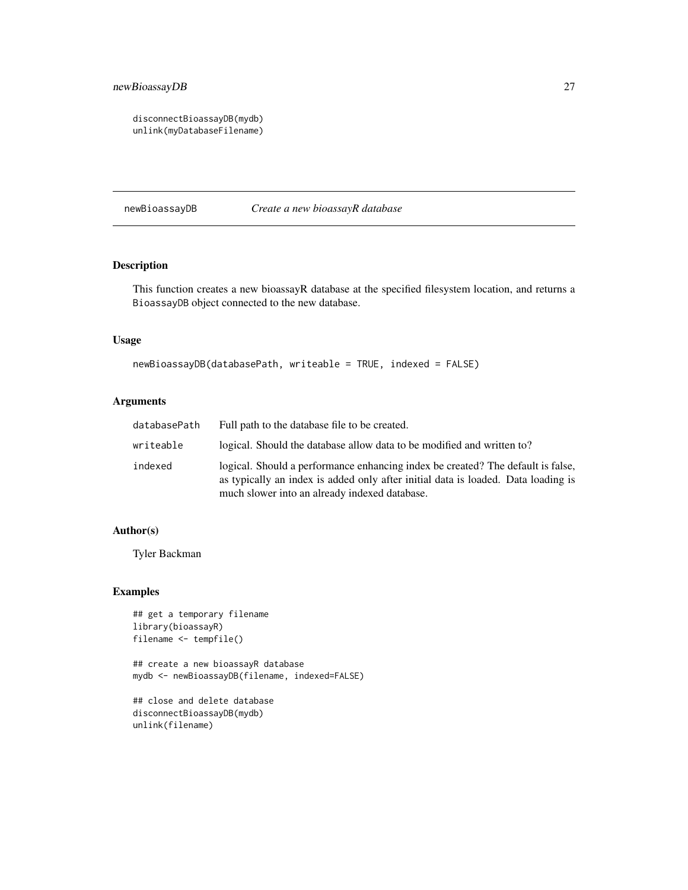```
disconnectBioassayDB(mydb)
unlink(myDatabaseFilename)
```

## newBioassayDB — *Create a new bioassayR database*

### Description

This function creates a new bioassayR database at the specified filesystem location, and returns a `BioassayDB` object connected to the new database.

### Usage

```
newBioassayDB(databasePath, writeable = TRUE, indexed = FALSE)
```

### Arguments

| | |
|---|---|
| `databasePath` | Full path to the database file to be created. |
| `writeable` | logical. Should the database allow data to be modified and written to? |
| `indexed` | logical. Should a performance enhancing index be created? The default is false, as typically an index is added only after initial data is loaded. Data loading is much slower into an already indexed database. |

### Author(s)

Tyler Backman

### Examples

```
## get a temporary filename
library(bioassayR)
filename <- tempfile()

## create a new bioassayR database
mydb <- newBioassayDB(filename, indexed=FALSE)

## close and delete database
disconnectBioassayDB(mydb)
unlink(filename)
```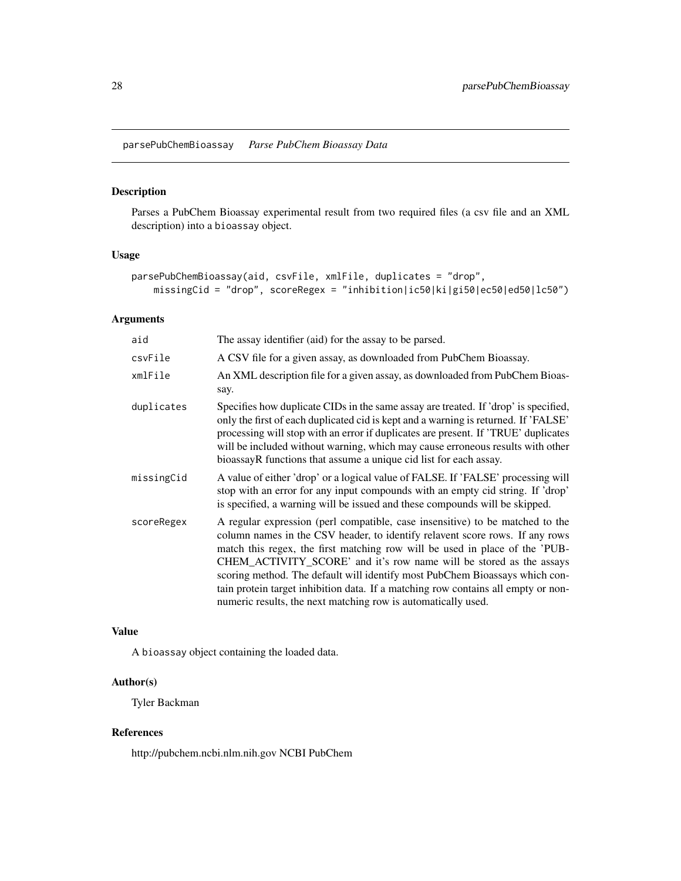parsePubChemBioassay    *Parse PubChem Bioassay Data*

## Description

Parses a PubChem Bioassay experimental result from two required files (a csv file and an XML description) into a bioassay object.

## Usage

```
parsePubChemBioassay(aid, csvFile, xmlFile, duplicates = "drop",
    missingCid = "drop", scoreRegex = "inhibition|ic50|ki|gi50|ec50|ed50|lc50")
```

## Arguments

| | |
|---|---|
| aid | The assay identifier (aid) for the assay to be parsed. |
| csvFile | A CSV file for a given assay, as downloaded from PubChem Bioassay. |
| xmlFile | An XML description file for a given assay, as downloaded from PubChem Bioassay. |
| duplicates | Specifies how duplicate CIDs in the same assay are treated. If 'drop' is specified, only the first of each duplicated cid is kept and a warning is returned. If 'FALSE' processing will stop with an error if duplicates are present. If 'TRUE' duplicates will be included without warning, which may cause erroneous results with other bioassayR functions that assume a unique cid list for each assay. |
| missingCid | A value of either 'drop' or a logical value of FALSE. If 'FALSE' processing will stop with an error for any input compounds with an empty cid string. If 'drop' is specified, a warning will be issued and these compounds will be skipped. |
| scoreRegex | A regular expression (perl compatible, case insensitive) to be matched to the column names in the CSV header, to identify relavent score rows. If any rows match this regex, the first matching row will be used in place of the 'PUBCHEM_ACTIVITY_SCORE' and it's row name will be stored as the assays scoring method. The default will identify most PubChem Bioassays which contain protein target inhibition data. If a matching row contains all empty or nonnumeric results, the next matching row is automatically used. |

## Value

A bioassay object containing the loaded data.

## Author(s)

Tyler Backman

## References

http://pubchem.ncbi.nlm.nih.gov NCBI PubChem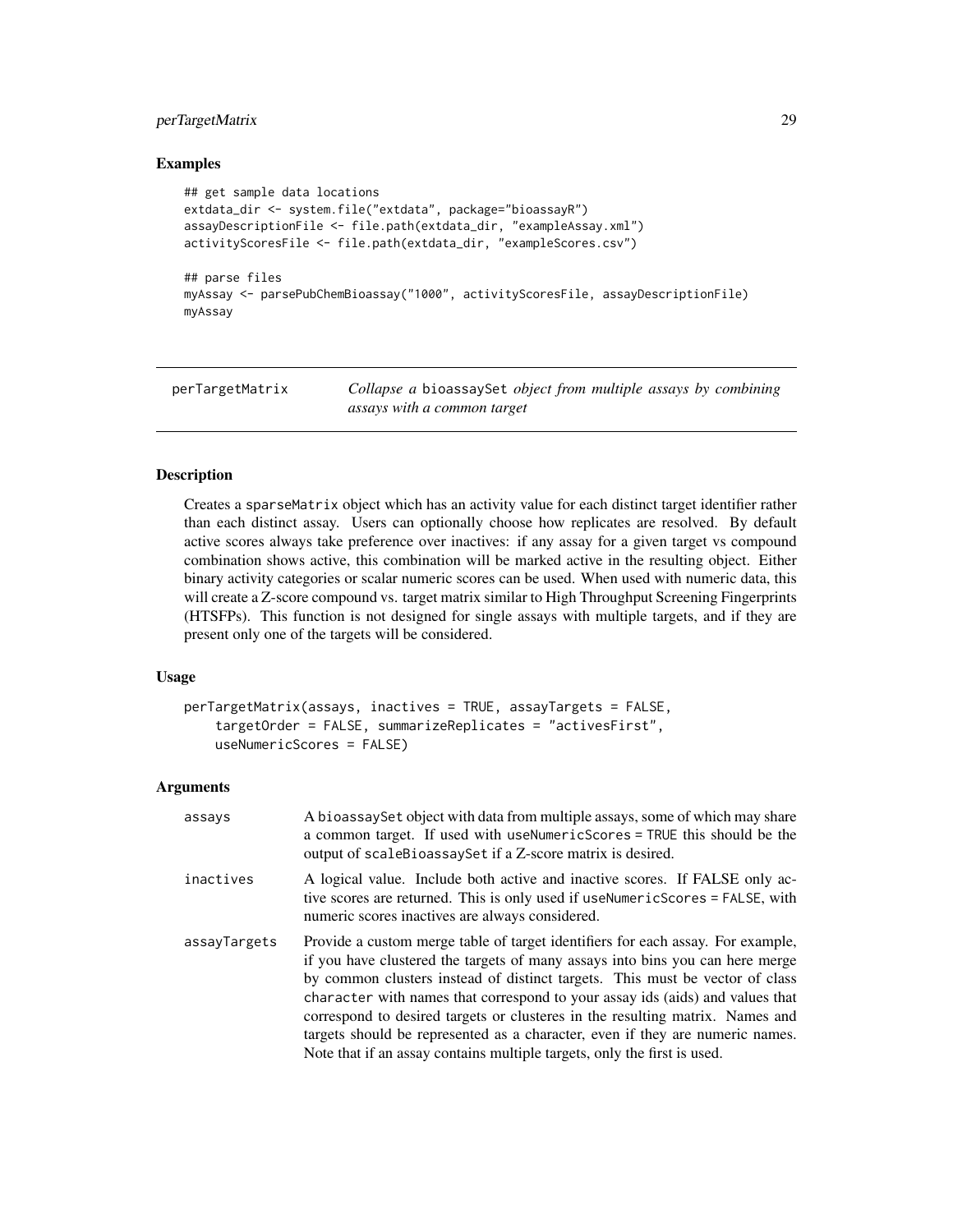### Examples

```
## get sample data locations
extdata_dir <- system.file("extdata", package="bioassayR")
assayDescriptionFile <- file.path(extdata_dir, "exampleAssay.xml")
activityScoresFile <- file.path(extdata_dir, "exampleScores.csv")

## parse files
myAssay <- parsePubChemBioassay("1000", activityScoresFile, assayDescriptionFile)
myAssay
```

---

## perTargetMatrix — *Collapse a* bioassaySet *object from multiple assays by combining assays with a common target*

### Description

Creates a sparseMatrix object which has an activity value for each distinct target identifier rather than each distinct assay. Users can optionally choose how replicates are resolved. By default active scores always take preference over inactives: if any assay for a given target vs compound combination shows active, this combination will be marked active in the resulting object. Either binary activity categories or scalar numeric scores can be used. When used with numeric data, this will create a Z-score compound vs. target matrix similar to High Throughput Screening Fingerprints (HTSFPs). This function is not designed for single assays with multiple targets, and if they are present only one of the targets will be considered.

### Usage

```
perTargetMatrix(assays, inactives = TRUE, assayTargets = FALSE,
    targetOrder = FALSE, summarizeReplicates = "activesFirst",
    useNumericScores = FALSE)
```

### Arguments

| | |
|---|---|
| assays | A bioassaySet object with data from multiple assays, some of which may share a common target. If used with useNumericScores = TRUE this should be the output of scaleBioassaySet if a Z-score matrix is desired. |
| inactives | A logical value. Include both active and inactive scores. If FALSE only active scores are returned. This is only used if useNumericScores = FALSE, with numeric scores inactives are always considered. |
| assayTargets | Provide a custom merge table of target identifiers for each assay. For example, if you have clustered the targets of many assays into bins you can here merge by common clusters instead of distinct targets. This must be vector of class character with names that correspond to your assay ids (aids) and values that correspond to desired targets or clusteres in the resulting matrix. Names and targets should be represented as a character, even if they are numeric names. Note that if an assay contains multiple targets, only the first is used. |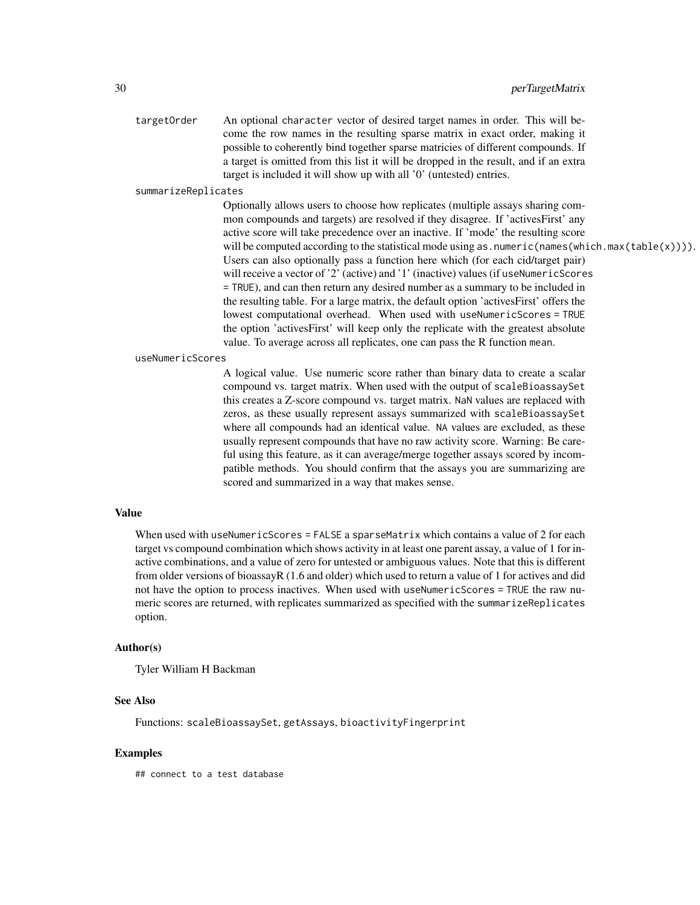targetOrder
: An optional `character` vector of desired target names in order. This will become the row names in the resulting sparse matrix in exact order, making it possible to coherently bind together sparse matricies of different compounds. If a target is omitted from this list it will be dropped in the result, and if an extra target is included it will show up with all '0' (untested) entries.

summarizeReplicates
: Optionally allows users to choose how replicates (multiple assays sharing common compounds and targets) are resolved if they disagree. If 'activesFirst' any active score will take precedence over an inactive. If 'mode' the resulting score will be computed according to the statistical mode using `as.numeric(names(which.max(table(x))))`. Users can also optionally pass a function here which (for each cid/target pair) will receive a vector of '2' (active) and '1' (inactive) values (if `useNumericScores = TRUE`), and can then return any desired number as a summary to be included in the resulting table. For a large matrix, the default option 'activesFirst' offers the lowest computational overhead. When used with `useNumericScores = TRUE` the option 'activesFirst' will keep only the replicate with the greatest absolute value. To average across all replicates, one can pass the R function `mean`.

useNumericScores
: A logical value. Use numeric score rather than binary data to create a scalar compound vs. target matrix. When used with the output of `scaleBioassaySet` this creates a Z-score compound vs. target matrix. `NaN` values are replaced with zeros, as these usually represent assays summarized with `scaleBioassaySet` where all compounds had an identical value. `NA` values are excluded, as these usually represent compounds that have no raw activity score. Warning: Be careful using this feature, as it can average/merge together assays scored by incompatible methods. You should confirm that the assays you are summarizing are scored and summarized in a way that makes sense.

## Value

When used with `useNumericScores = FALSE` a `sparseMatrix` which contains a value of 2 for each target vs compound combination which shows activity in at least one parent assay, a value of 1 for inactive combinations, and a value of zero for untested or ambiguous values. Note that this is different from older versions of bioassayR (1.6 and older) which used to return a value of 1 for actives and did not have the option to process inactives. When used with `useNumericScores = TRUE` the raw numeric scores are returned, with replicates summarized as specified with the `summarizeReplicates` option.

## Author(s)

Tyler William H Backman

## See Also

Functions: `scaleBioassaySet`, `getAssays`, `bioactivityFingerprint`

## Examples

```
## connect to a test database
```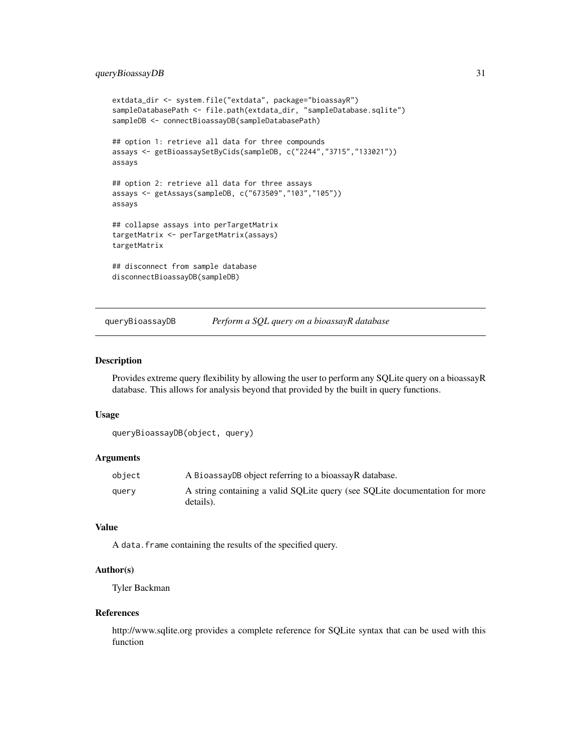```
extdata_dir <- system.file("extdata", package="bioassayR")
sampleDatabasePath <- file.path(extdata_dir, "sampleDatabase.sqlite")
sampleDB <- connectBioassayDB(sampleDatabasePath)

## option 1: retrieve all data for three compounds
assays <- getBioassaySetByCids(sampleDB, c("2244","3715","133021"))
assays

## option 2: retrieve all data for three assays
assays <- getAssays(sampleDB, c("673509","103","105"))
assays

## collapse assays into perTargetMatrix
targetMatrix <- perTargetMatrix(assays)
targetMatrix

## disconnect from sample database
disconnectBioassayDB(sampleDB)
```

## queryBioassayDB — *Perform a SQL query on a bioassayR database*

### Description

Provides extreme query flexibility by allowing the user to perform any SQLite query on a bioassayR database. This allows for analysis beyond that provided by the built in query functions.

### Usage

```
queryBioassayDB(object, query)
```

### Arguments

| | |
|---|---|
| `object` | A `BioassayDB` object referring to a bioassayR database. |
| `query` | A string containing a valid SQLite query (see SQLite documentation for more details). |

### Value

A `data.frame` containing the results of the specified query.

### Author(s)

Tyler Backman

### References

http://www.sqlite.org provides a complete reference for SQLite syntax that can be used with this function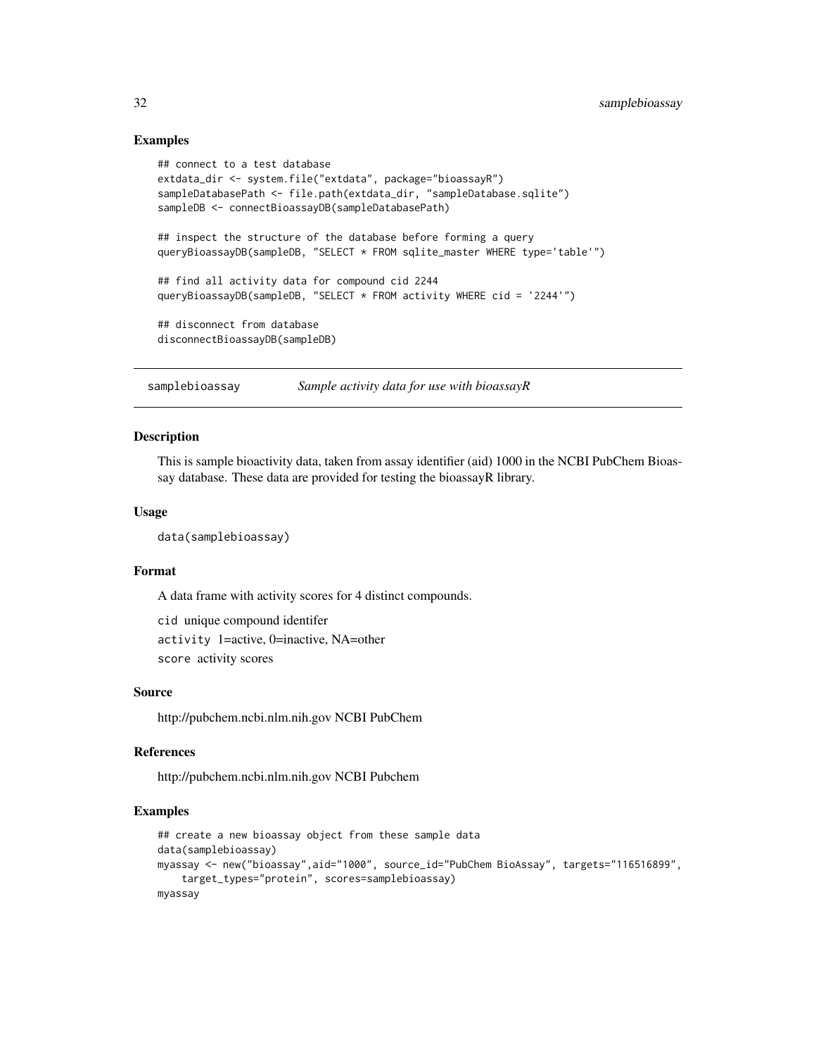### Examples

```
## connect to a test database
extdata_dir <- system.file("extdata", package="bioassayR")
sampleDatabasePath <- file.path(extdata_dir, "sampleDatabase.sqlite")
sampleDB <- connectBioassayDB(sampleDatabasePath)

## inspect the structure of the database before forming a query
queryBioassayDB(sampleDB, "SELECT * FROM sqlite_master WHERE type='table'")

## find all activity data for compound cid 2244
queryBioassayDB(sampleDB, "SELECT * FROM activity WHERE cid = '2244'")

## disconnect from database
disconnectBioassayDB(sampleDB)
```

---

## samplebioassay *Sample activity data for use with bioassayR*

---

### Description

This is sample bioactivity data, taken from assay identifier (aid) 1000 in the NCBI PubChem Bioassay database. These data are provided for testing the bioassayR library.

### Usage

```
data(samplebioassay)
```

### Format

A data frame with activity scores for 4 distinct compounds.

`cid` unique compound identifer

`activity` 1=active, 0=inactive, NA=other

`score` activity scores

### Source

http://pubchem.ncbi.nlm.nih.gov NCBI PubChem

### References

http://pubchem.ncbi.nlm.nih.gov NCBI Pubchem

### Examples

```
## create a new bioassay object from these sample data
data(samplebioassay)
myassay <- new("bioassay",aid="1000", source_id="PubChem BioAssay", targets="116516899",
    target_types="protein", scores=samplebioassay)
myassay
```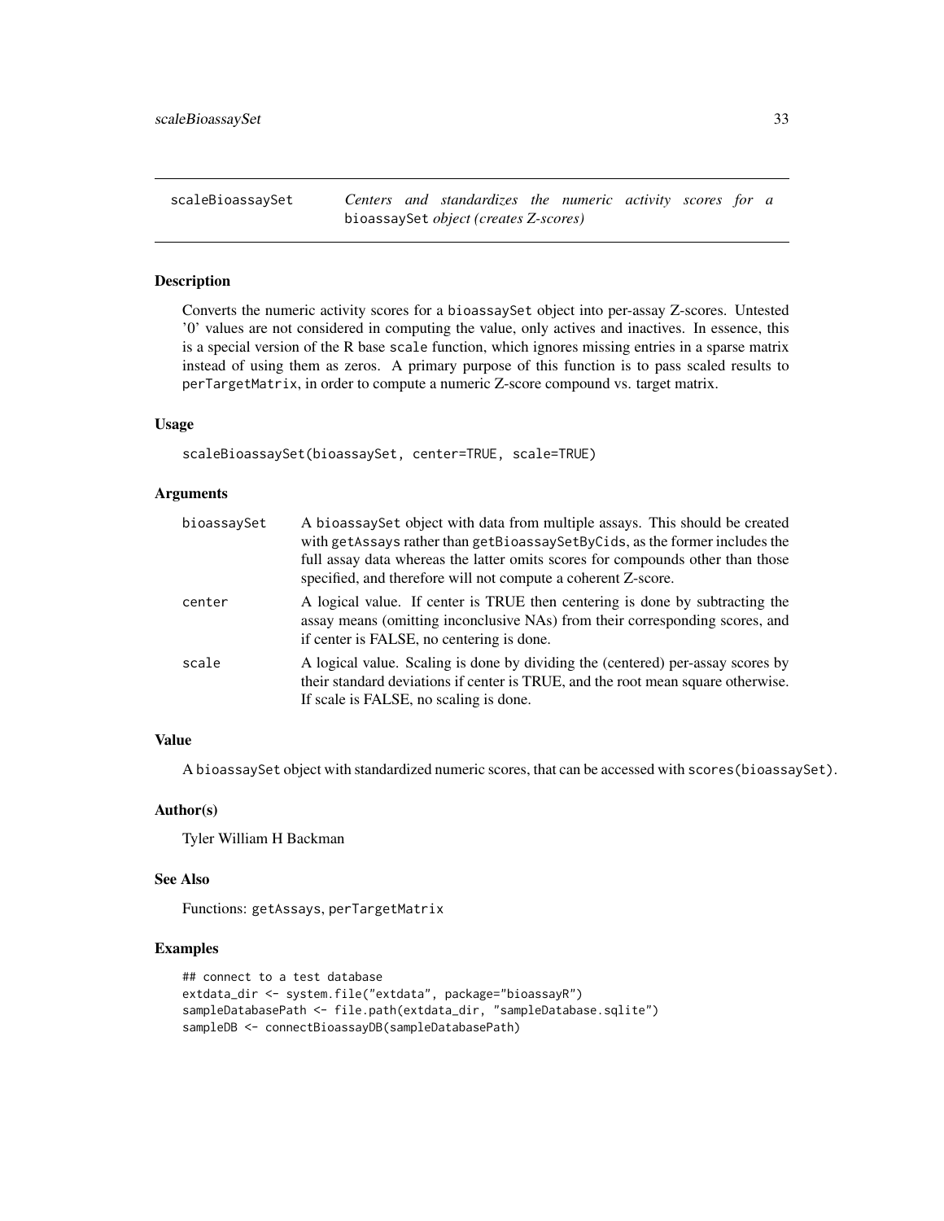scaleBioassaySet — *Centers and standardizes the numeric activity scores for a* bioassaySet *object (creates Z-scores)*

### Description

Converts the numeric activity scores for a bioassaySet object into per-assay Z-scores. Untested '0' values are not considered in computing the value, only actives and inactives. In essence, this is a special version of the R base scale function, which ignores missing entries in a sparse matrix instead of using them as zeros. A primary purpose of this function is to pass scaled results to perTargetMatrix, in order to compute a numeric Z-score compound vs. target matrix.

### Usage

```
scaleBioassaySet(bioassaySet, center=TRUE, scale=TRUE)
```

### Arguments

| | |
|---|---|
| bioassaySet | A bioassaySet object with data from multiple assays. This should be created with getAssays rather than getBioassaySetByCids, as the former includes the full assay data whereas the latter omits scores for compounds other than those specified, and therefore will not compute a coherent Z-score. |
| center | A logical value. If center is TRUE then centering is done by subtracting the assay means (omitting inconclusive NAs) from their corresponding scores, and if center is FALSE, no centering is done. |
| scale | A logical value. Scaling is done by dividing the (centered) per-assay scores by their standard deviations if center is TRUE, and the root mean square otherwise. If scale is FALSE, no scaling is done. |

### Value

A bioassaySet object with standardized numeric scores, that can be accessed with scores(bioassaySet).

### Author(s)

Tyler William H Backman

### See Also

Functions: getAssays, perTargetMatrix

### Examples

```
## connect to a test database
extdata_dir <- system.file("extdata", package="bioassayR")
sampleDatabasePath <- file.path(extdata_dir, "sampleDatabase.sqlite")
sampleDB <- connectBioassayDB(sampleDatabasePath)
```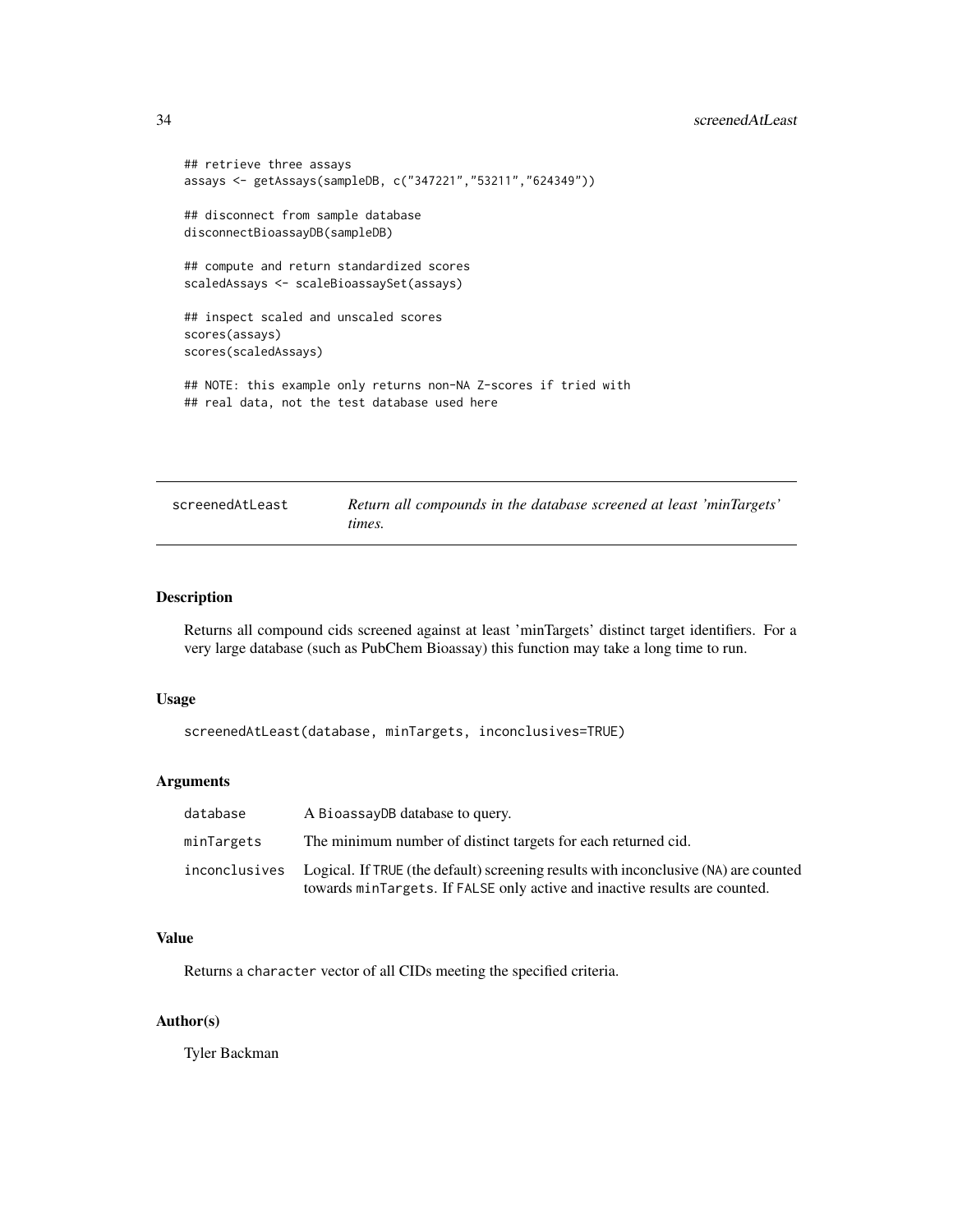```
## retrieve three assays
assays <- getAssays(sampleDB, c("347221","53211","624349"))

## disconnect from sample database
disconnectBioassayDB(sampleDB)

## compute and return standardized scores
scaledAssays <- scaleBioassaySet(assays)

## inspect scaled and unscaled scores
scores(assays)
scores(scaledAssays)

## NOTE: this example only returns non-NA Z-scores if tried with
## real data, not the test database used here
```

---

## screenedAtLeast — *Return all compounds in the database screened at least 'minTargets' times.*

---

### Description

Returns all compound cids screened against at least 'minTargets' distinct target identifiers. For a very large database (such as PubChem Bioassay) this function may take a long time to run.

### Usage

```
screenedAtLeast(database, minTargets, inconclusives=TRUE)
```

### Arguments

| | |
|---|---|
| database | A BioassayDB database to query. |
| minTargets | The minimum number of distinct targets for each returned cid. |
| inconclusives | Logical. If TRUE (the default) screening results with inconclusive (NA) are counted towards minTargets. If FALSE only active and inactive results are counted. |

### Value

Returns a character vector of all CIDs meeting the specified criteria.

### Author(s)

Tyler Backman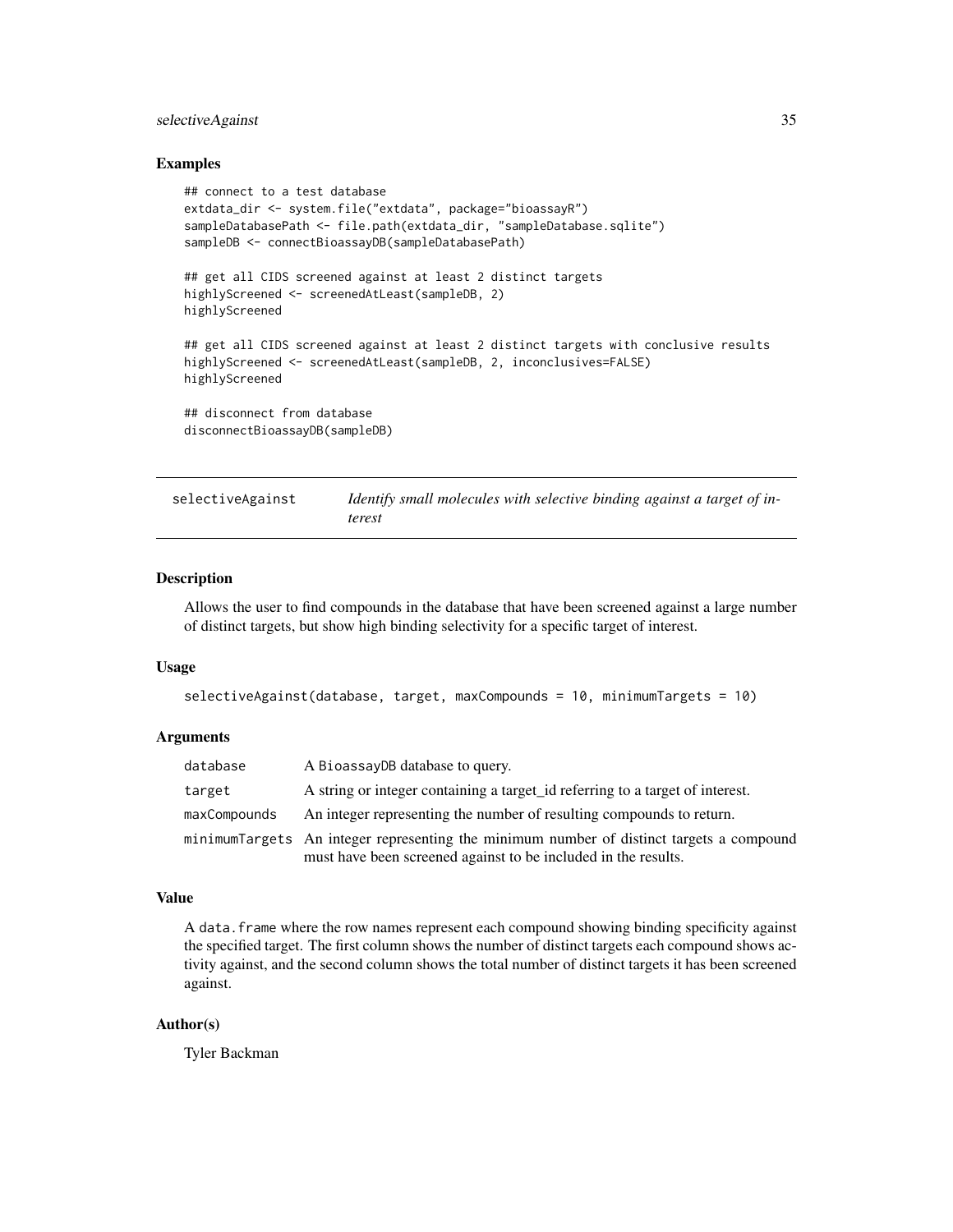### Examples

```
## connect to a test database
extdata_dir <- system.file("extdata", package="bioassayR")
sampleDatabasePath <- file.path(extdata_dir, "sampleDatabase.sqlite")
sampleDB <- connectBioassayDB(sampleDatabasePath)

## get all CIDS screened against at least 2 distinct targets
highlyScreened <- screenedAtLeast(sampleDB, 2)
highlyScreened

## get all CIDS screened against at least 2 distinct targets with conclusive results
highlyScreened <- screenedAtLeast(sampleDB, 2, inconclusives=FALSE)
highlyScreened

## disconnect from database
disconnectBioassayDB(sampleDB)
```

---

## selectiveAgainst — *Identify small molecules with selective binding against a target of interest*

---

### Description

Allows the user to find compounds in the database that have been screened against a large number of distinct targets, but show high binding selectivity for a specific target of interest.

### Usage

```
selectiveAgainst(database, target, maxCompounds = 10, minimumTargets = 10)
```

### Arguments

| | |
|---|---|
| `database` | A `BioassayDB` database to query. |
| `target` | A string or integer containing a target_id referring to a target of interest. |
| `maxCompounds` | An integer representing the number of resulting compounds to return. |
| `minimumTargets` | An integer representing the minimum number of distinct targets a compound must have been screened against to be included in the results. |

### Value

A `data.frame` where the row names represent each compound showing binding specificity against the specified target. The first column shows the number of distinct targets each compound shows activity against, and the second column shows the total number of distinct targets it has been screened against.

### Author(s)

Tyler Backman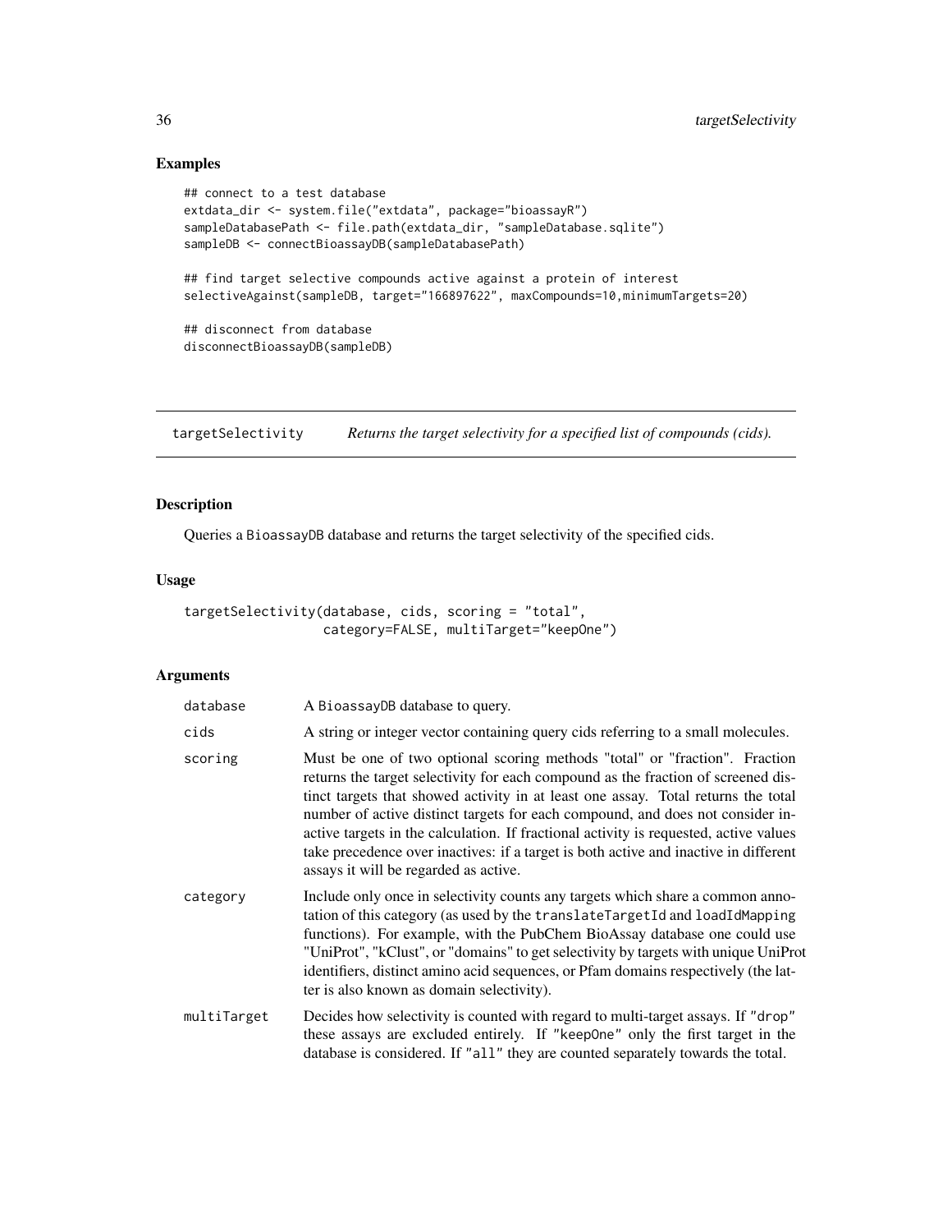### Examples

```
## connect to a test database
extdata_dir <- system.file("extdata", package="bioassayR")
sampleDatabasePath <- file.path(extdata_dir, "sampleDatabase.sqlite")
sampleDB <- connectBioassayDB(sampleDatabasePath)

## find target selective compounds active against a protein of interest
selectiveAgainst(sampleDB, target="166897622", maxCompounds=10,minimumTargets=20)

## disconnect from database
disconnectBioassayDB(sampleDB)
```

---

## targetSelectivity — *Returns the target selectivity for a specified list of compounds (cids).*

---

### Description

Queries a BioassayDB database and returns the target selectivity of the specified cids.

### Usage

```
targetSelectivity(database, cids, scoring = "total",
                  category=FALSE, multiTarget="keepOne")
```

### Arguments

| | |
|---|---|
| database | A BioassayDB database to query. |
| cids | A string or integer vector containing query cids referring to a small molecules. |
| scoring | Must be one of two optional scoring methods "total" or "fraction". Fraction returns the target selectivity for each compound as the fraction of screened distinct targets that showed activity in at least one assay. Total returns the total number of active distinct targets for each compound, and does not consider inactive targets in the calculation. If fractional activity is requested, active values take precedence over inactives: if a target is both active and inactive in different assays it will be regarded as active. |
| category | Include only once in selectivity counts any targets which share a common annotation of this category (as used by the translateTargetId and loadIdMapping functions). For example, with the PubChem BioAssay database one could use "UniProt", "kClust", or "domains" to get selectivity by targets with unique UniProt identifiers, distinct amino acid sequences, or Pfam domains respectively (the latter is also known as domain selectivity). |
| multiTarget | Decides how selectivity is counted with regard to multi-target assays. If "drop" these assays are excluded entirely. If "keepOne" only the first target in the database is considered. If "all" they are counted separately towards the total. |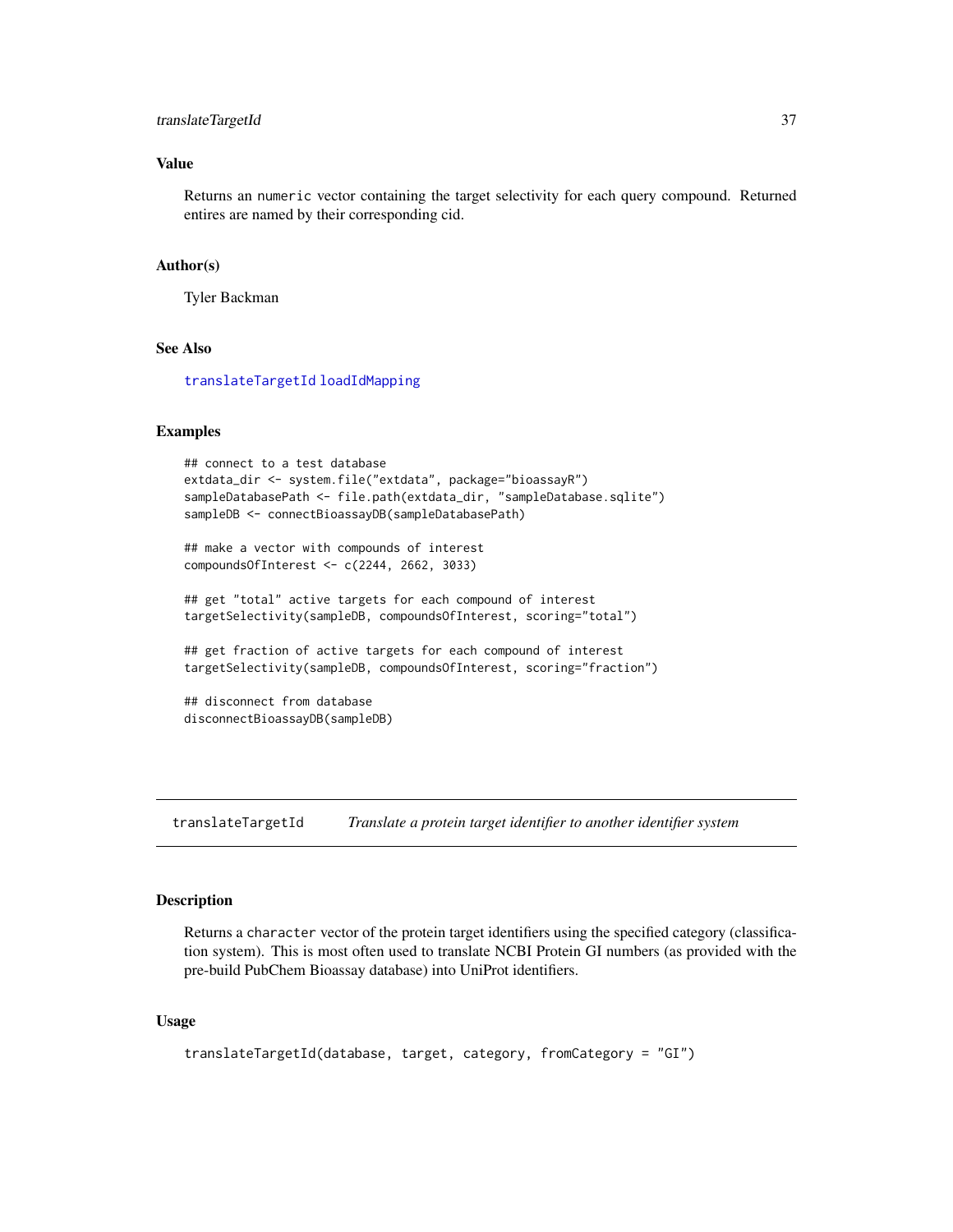### Value

Returns an `numeric` vector containing the target selectivity for each query compound. Returned entires are named by their corresponding cid.

### Author(s)

Tyler Backman

### See Also

translateTargetId loadIdMapping

### Examples

```
## connect to a test database
extdata_dir <- system.file("extdata", package="bioassayR")
sampleDatabasePath <- file.path(extdata_dir, "sampleDatabase.sqlite")
sampleDB <- connectBioassayDB(sampleDatabasePath)

## make a vector with compounds of interest
compoundsOfInterest <- c(2244, 2662, 3033)

## get "total" active targets for each compound of interest
targetSelectivity(sampleDB, compoundsOfInterest, scoring="total")

## get fraction of active targets for each compound of interest
targetSelectivity(sampleDB, compoundsOfInterest, scoring="fraction")

## disconnect from database
disconnectBioassayDB(sampleDB)
```

---

## translateTargetId *Translate a protein target identifier to another identifier system*

---

### Description

Returns a `character` vector of the protein target identifiers using the specified category (classification system). This is most often used to translate NCBI Protein GI numbers (as provided with the pre-build PubChem Bioassay database) into UniProt identifiers.

### Usage

```
translateTargetId(database, target, category, fromCategory = "GI")
```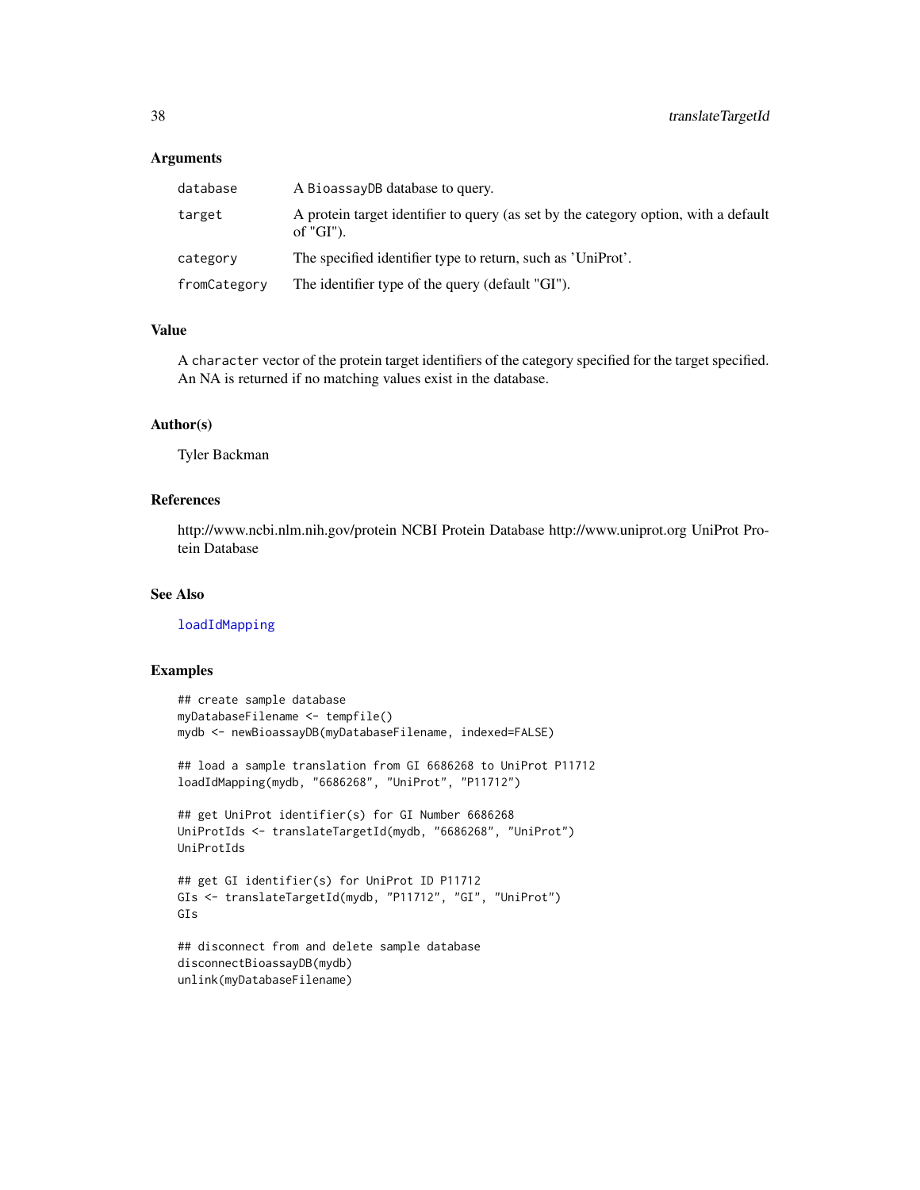### Arguments

| | |
|---|---|
| database | A BioassayDB database to query. |
| target | A protein target identifier to query (as set by the category option, with a default of "GI"). |
| category | The specified identifier type to return, such as 'UniProt'. |
| fromCategory | The identifier type of the query (default "GI"). |

### Value

A character vector of the protein target identifiers of the category specified for the target specified. An NA is returned if no matching values exist in the database.

### Author(s)

Tyler Backman

### References

http://www.ncbi.nlm.nih.gov/protein NCBI Protein Database http://www.uniprot.org UniProt Protein Database

### See Also

loadIdMapping

### Examples

```
## create sample database
myDatabaseFilename <- tempfile()
mydb <- newBioassayDB(myDatabaseFilename, indexed=FALSE)

## load a sample translation from GI 6686268 to UniProt P11712
loadIdMapping(mydb, "6686268", "UniProt", "P11712")

## get UniProt identifier(s) for GI Number 6686268
UniProtIds <- translateTargetId(mydb, "6686268", "UniProt")
UniProtIds

## get GI identifier(s) for UniProt ID P11712
GIs <- translateTargetId(mydb, "P11712", "GI", "UniProt")
GIs

## disconnect from and delete sample database
disconnectBioassayDB(mydb)
unlink(myDatabaseFilename)
```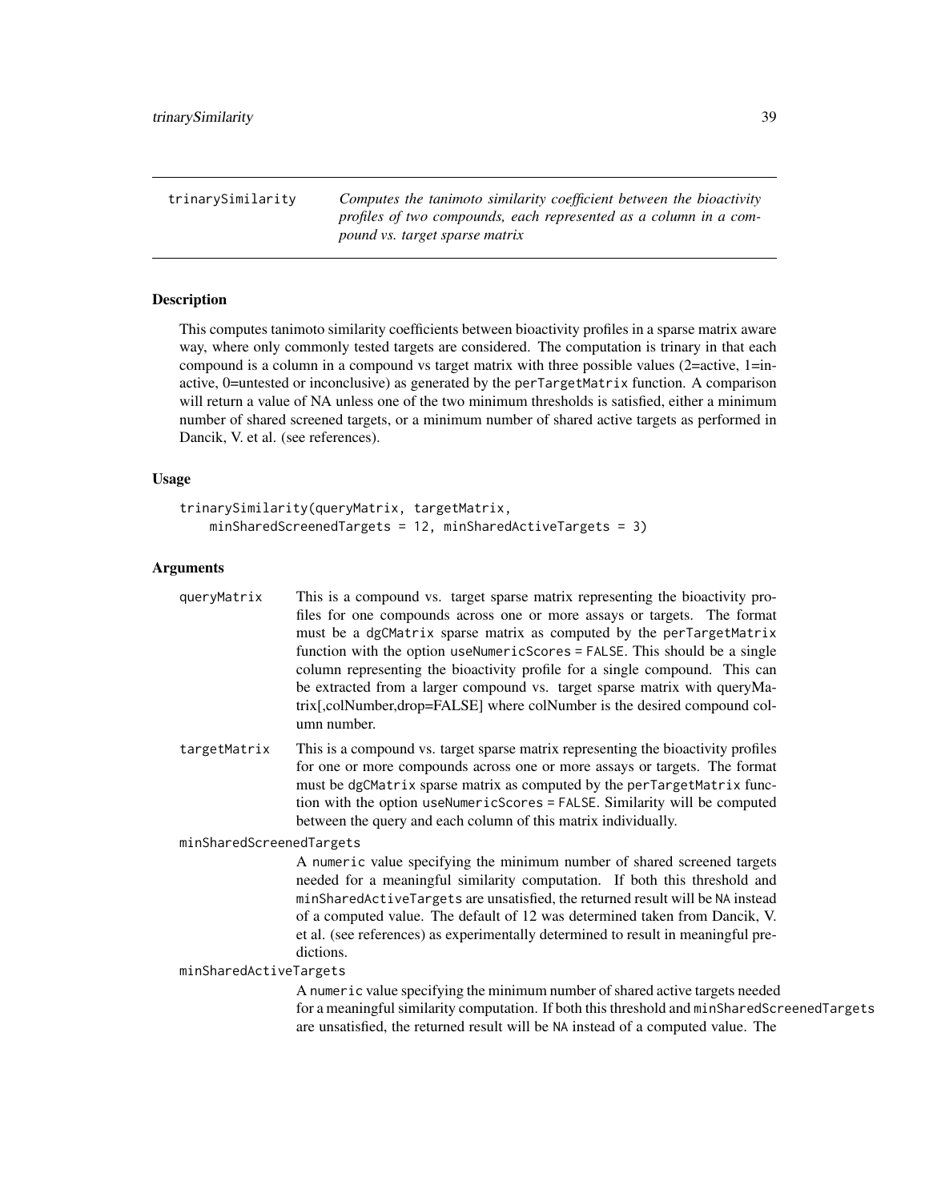## trinarySimilarity

*Computes the tanimoto similarity coefficient between the bioactivity profiles of two compounds, each represented as a column in a compound vs. target sparse matrix*

### Description

This computes tanimoto similarity coefficients between bioactivity profiles in a sparse matrix aware way, where only commonly tested targets are considered. The computation is trinary in that each compound is a column in a compound vs target matrix with three possible values (2=active, 1=inactive, 0=untested or inconclusive) as generated by the `perTargetMatrix` function. A comparison will return a value of NA unless one of the two minimum thresholds is satisfied, either a minimum number of shared screened targets, or a minimum number of shared active targets as performed in Dancik, V. et al. (see references).

### Usage

```
trinarySimilarity(queryMatrix, targetMatrix,
    minSharedScreenedTargets = 12, minSharedActiveTargets = 3)
```

### Arguments

`queryMatrix`
: This is a compound vs. target sparse matrix representing the bioactivity profiles for one compounds across one or more assays or targets. The format must be a `dgCMatrix` sparse matrix as computed by the `perTargetMatrix` function with the option `useNumericScores = FALSE`. This should be a single column representing the bioactivity profile for a single compound. This can be extracted from a larger compound vs. target sparse matrix with queryMatrix[,colNumber,drop=FALSE] where colNumber is the desired compound column number.

`targetMatrix`
: This is a compound vs. target sparse matrix representing the bioactivity profiles for one or more compounds across one or more assays or targets. The format must be `dgCMatrix` sparse matrix as computed by the `perTargetMatrix` function with the option `useNumericScores = FALSE`. Similarity will be computed between the query and each column of this matrix individually.

`minSharedScreenedTargets`
: A `numeric` value specifying the minimum number of shared screened targets needed for a meaningful similarity computation. If both this threshold and `minSharedActiveTargets` are unsatisfied, the returned result will be `NA` instead of a computed value. The default of 12 was determined taken from Dancik, V. et al. (see references) as experimentally determined to result in meaningful predictions.

`minSharedActiveTargets`
: A `numeric` value specifying the minimum number of shared active targets needed for a meaningful similarity computation. If both this threshold and `minSharedScreenedTargets` are unsatisfied, the returned result will be `NA` instead of a computed value. The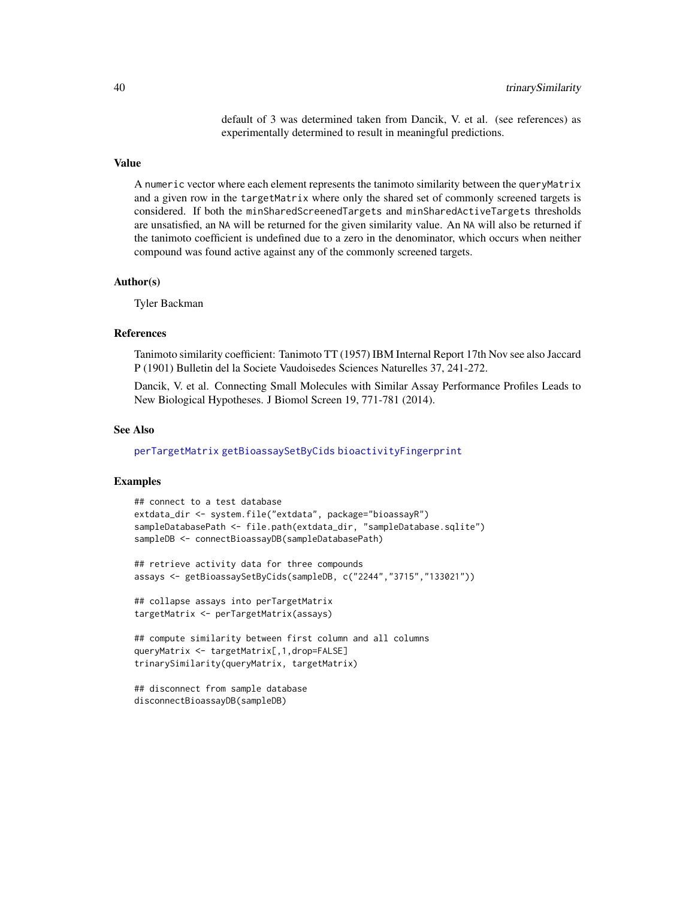default of 3 was determined taken from Dancik, V. et al. (see references) as experimentally determined to result in meaningful predictions.

## Value

A numeric vector where each element represents the tanimoto similarity between the queryMatrix and a given row in the targetMatrix where only the shared set of commonly screened targets is considered. If both the minSharedScreenedTargets and minSharedActiveTargets thresholds are unsatisfied, an NA will be returned for the given similarity value. An NA will also be returned if the tanimoto coefficient is undefined due to a zero in the denominator, which occurs when neither compound was found active against any of the commonly screened targets.

## Author(s)

Tyler Backman

## References

Tanimoto similarity coefficient: Tanimoto TT (1957) IBM Internal Report 17th Nov see also Jaccard P (1901) Bulletin del la Societe Vaudoisedes Sciences Naturelles 37, 241-272.

Dancik, V. et al. Connecting Small Molecules with Similar Assay Performance Profiles Leads to New Biological Hypotheses. J Biomol Screen 19, 771-781 (2014).

## See Also

perTargetMatrix getBioassaySetByCids bioactivityFingerprint

## Examples

```
## connect to a test database
extdata_dir <- system.file("extdata", package="bioassayR")
sampleDatabasePath <- file.path(extdata_dir, "sampleDatabase.sqlite")
sampleDB <- connectBioassayDB(sampleDatabasePath)

## retrieve activity data for three compounds
assays <- getBioassaySetByCids(sampleDB, c("2244","3715","133021"))

## collapse assays into perTargetMatrix
targetMatrix <- perTargetMatrix(assays)

## compute similarity between first column and all columns
queryMatrix <- targetMatrix[,1,drop=FALSE]
trinarySimilarity(queryMatrix, targetMatrix)

## disconnect from sample database
disconnectBioassayDB(sampleDB)
```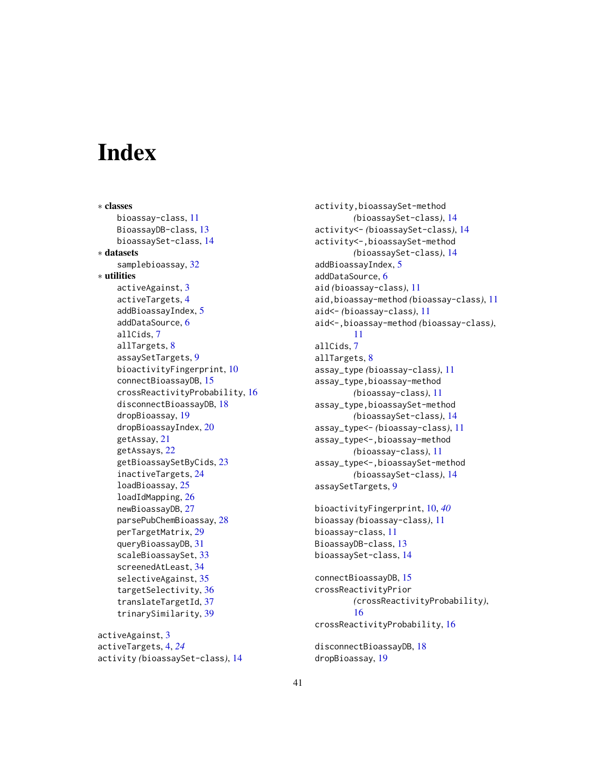# Index

∗ **classes**

bioassay-class, 11
BioassayDB-class, 13
bioassaySet-class, 14

∗ **datasets**

samplebioassay, 32

∗ **utilities**

activeAgainst, 3
activeTargets, 4
addBioassayIndex, 5
addDataSource, 6
allCids, 7
allTargets, 8
assaySetTargets, 9
bioactivityFingerprint, 10
connectBioassayDB, 15
crossReactivityProbability, 16
disconnectBioassayDB, 18
dropBioassay, 19
dropBioassayIndex, 20
getAssay, 21
getAssays, 22
getBioassaySetByCids, 23
inactiveTargets, 24
loadBioassay, 25
loadIdMapping, 26
newBioassayDB, 27
parsePubChemBioassay, 28
perTargetMatrix, 29
queryBioassayDB, 31
scaleBioassaySet, 33
screenedAtLeast, 34
selectiveAgainst, 35
targetSelectivity, 36
translateTargetId, 37
trinarySimilarity, 39

activeAgainst, 3
activeTargets, 4, *24*
activity *(bioassaySet-class)*, 14
activity,bioassaySet-method *(bioassaySet-class)*, 14
activity<- *(bioassaySet-class)*, 14
activity<-,bioassaySet-method *(bioassaySet-class)*, 14
addBioassayIndex, 5
addDataSource, 6
aid *(bioassay-class)*, 11
aid,bioassay-method *(bioassay-class)*, 11
aid<- *(bioassay-class)*, 11
aid<-,bioassay-method *(bioassay-class)*, 11
allCids, 7
allTargets, 8
assay_type *(bioassay-class)*, 11
assay_type,bioassay-method *(bioassay-class)*, 11
assay_type,bioassaySet-method *(bioassaySet-class)*, 14
assay_type<- *(bioassay-class)*, 11
assay_type<-,bioassay-method *(bioassay-class)*, 11
assay_type<-,bioassaySet-method *(bioassaySet-class)*, 14
assaySetTargets, 9

bioactivityFingerprint, 10, *40*
bioassay *(bioassay-class)*, 11
bioassay-class, 11
BioassayDB-class, 13
bioassaySet-class, 14

connectBioassayDB, 15
crossReactivityPrior *(crossReactivityProbability)*, 16
crossReactivityProbability, 16

disconnectBioassayDB, 18
dropBioassay, 19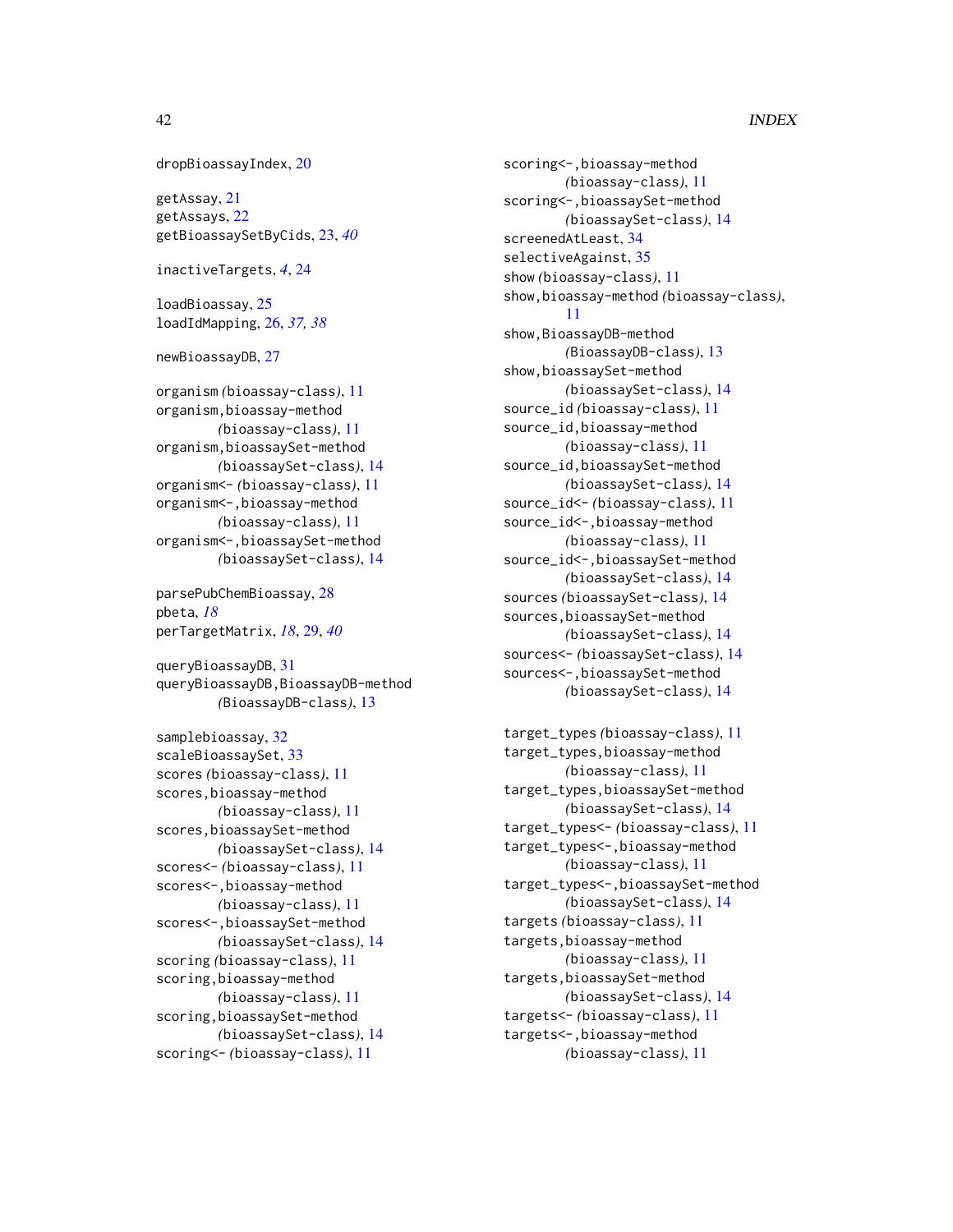dropBioassayIndex, 20

getAssay, 21
getAssays, 22
getBioassaySetByCids, 23, *40*

inactiveTargets, *4*, 24

loadBioassay, 25
loadIdMapping, 26, *37, 38*

newBioassayDB, 27

organism *(bioassay-class)*, 11
organism,bioassay-method *(bioassay-class)*, 11
organism,bioassaySet-method *(bioassaySet-class)*, 14
organism<- *(bioassay-class)*, 11
organism<-,bioassay-method *(bioassay-class)*, 11
organism<-,bioassaySet-method *(bioassaySet-class)*, 14

parsePubChemBioassay, 28
pbeta, *18*
perTargetMatrix, *18*, 29, *40*

queryBioassayDB, 31
queryBioassayDB,BioassayDB-method *(BioassayDB-class)*, 13

samplebioassay, 32
scaleBioassaySet, 33
scores *(bioassay-class)*, 11
scores,bioassay-method *(bioassay-class)*, 11
scores,bioassaySet-method *(bioassaySet-class)*, 14
scores<- *(bioassay-class)*, 11
scores<-,bioassay-method *(bioassay-class)*, 11
scores<-,bioassaySet-method *(bioassaySet-class)*, 14
scoring *(bioassay-class)*, 11
scoring,bioassay-method *(bioassay-class)*, 11
scoring,bioassaySet-method *(bioassaySet-class)*, 14
scoring<- *(bioassay-class)*, 11
scoring<-,bioassay-method *(bioassay-class)*, 11
scoring<-,bioassaySet-method *(bioassaySet-class)*, 14
screenedAtLeast, 34
selectiveAgainst, 35
show *(bioassay-class)*, 11
show,bioassay-method *(bioassay-class)*, 11
show,BioassayDB-method *(BioassayDB-class)*, 13
show,bioassaySet-method *(bioassaySet-class)*, 14
source_id *(bioassay-class)*, 11
source_id,bioassay-method *(bioassay-class)*, 11
source_id,bioassaySet-method *(bioassaySet-class)*, 14
source_id<- *(bioassay-class)*, 11
source_id<-,bioassay-method *(bioassay-class)*, 11
source_id<-,bioassaySet-method *(bioassaySet-class)*, 14
sources *(bioassaySet-class)*, 14
sources,bioassaySet-method *(bioassaySet-class)*, 14
sources<- *(bioassaySet-class)*, 14
sources<-,bioassaySet-method *(bioassaySet-class)*, 14

target_types *(bioassay-class)*, 11
target_types,bioassay-method *(bioassay-class)*, 11
target_types,bioassaySet-method *(bioassaySet-class)*, 14
target_types<- *(bioassay-class)*, 11
target_types<-,bioassay-method *(bioassay-class)*, 11
target_types<-,bioassaySet-method *(bioassaySet-class)*, 14
targets *(bioassay-class)*, 11
targets,bioassay-method *(bioassay-class)*, 11
targets,bioassaySet-method *(bioassaySet-class)*, 14
targets<- *(bioassay-class)*, 11
targets<-,bioassay-method *(bioassay-class)*, 11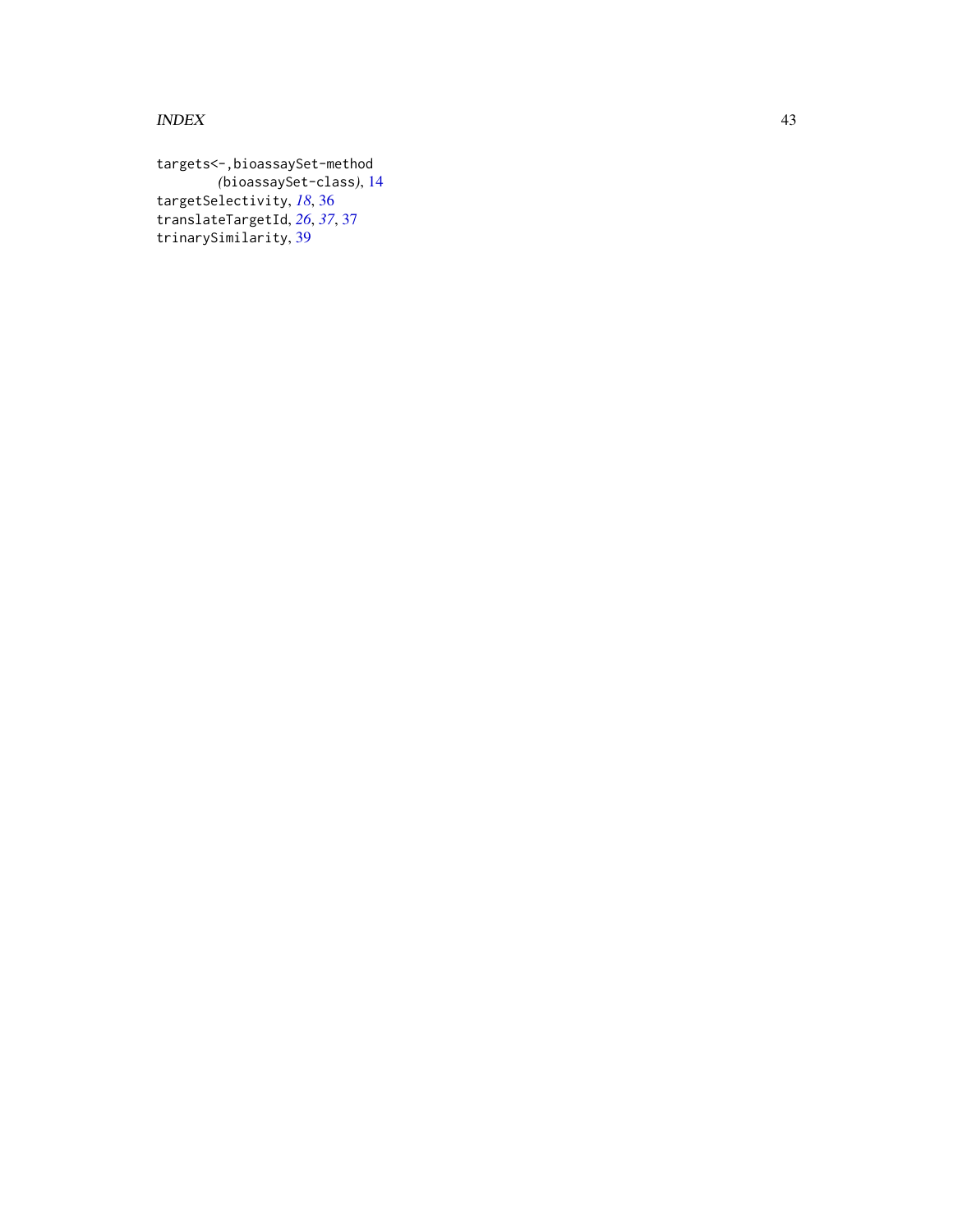targets<-,bioassaySet-method
        *(*bioassaySet-class*)*, 14
targetSelectivity, *18*, 36
translateTargetId, *26*, *37*, 37
trinarySimilarity, 39